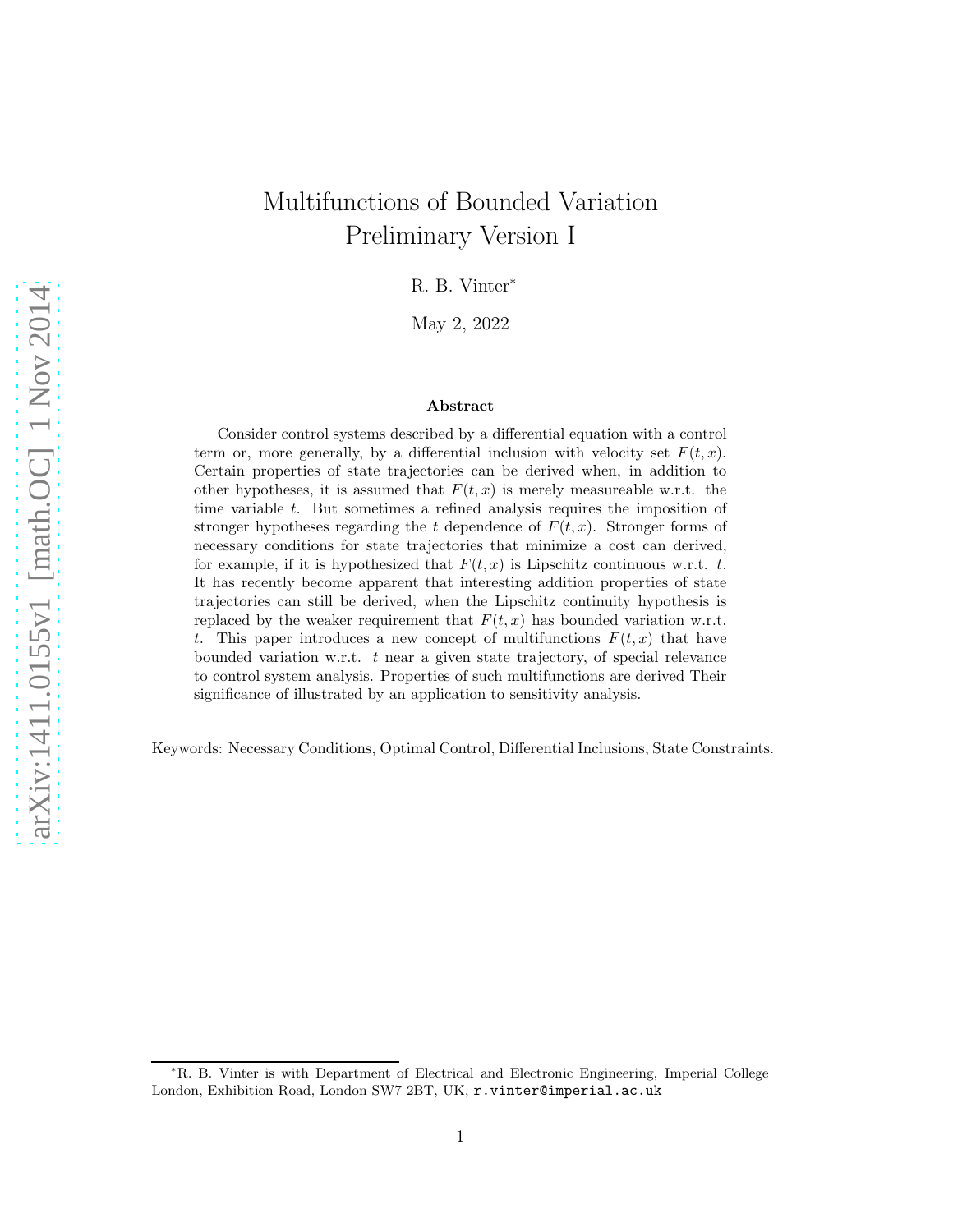# Multifunctions of Bounded Variation Preliminary Version I

R. B. Vinter*

May 2, 2022

## Abstract

Consider control systems described by a differential equation with a control term or, more generally, by a differential inclusion with velocity set $F(t,x)$. Certain properties of state trajectories can be derived when, in addition to other hypotheses, it is assumed that $F(t,x)$ is merely measureable w.r.t. the time variable $t$. But sometimes a refined analysis requires the imposition of stronger hypotheses regarding the $t$ dependence of $F(t,x)$. Stronger forms of necessary conditions for state trajectories that minimize a cost can derived, for example, if it is hypothesized that $F(t,x)$ is Lipschitz continuous w.r.t. $t$. It has recently become apparent that interesting addition properties of state trajectories can still be derived, when the Lipschitz continuity hypothesis is replaced by the weaker requirement that $F(t,x)$ has bounded variation w.r.t. $t$. This paper introduces a new concept of multifunctions $F(t,x)$ that have bounded variation w.r.t. $t$ near a given state trajectory, of special relevance to control system analysis. Properties of such multifunctions are derived Their significance of illustrated by an application to sensitivity analysis.

Keywords: Necessary Conditions, Optimal Control, Differential Inclusions, State Constraints.

*R. B. Vinter is with Department of Electrical and Electronic Engineering, Imperial College London, Exhibition Road, London SW7 2BT, UK, r.vinter@imperial.ac.uk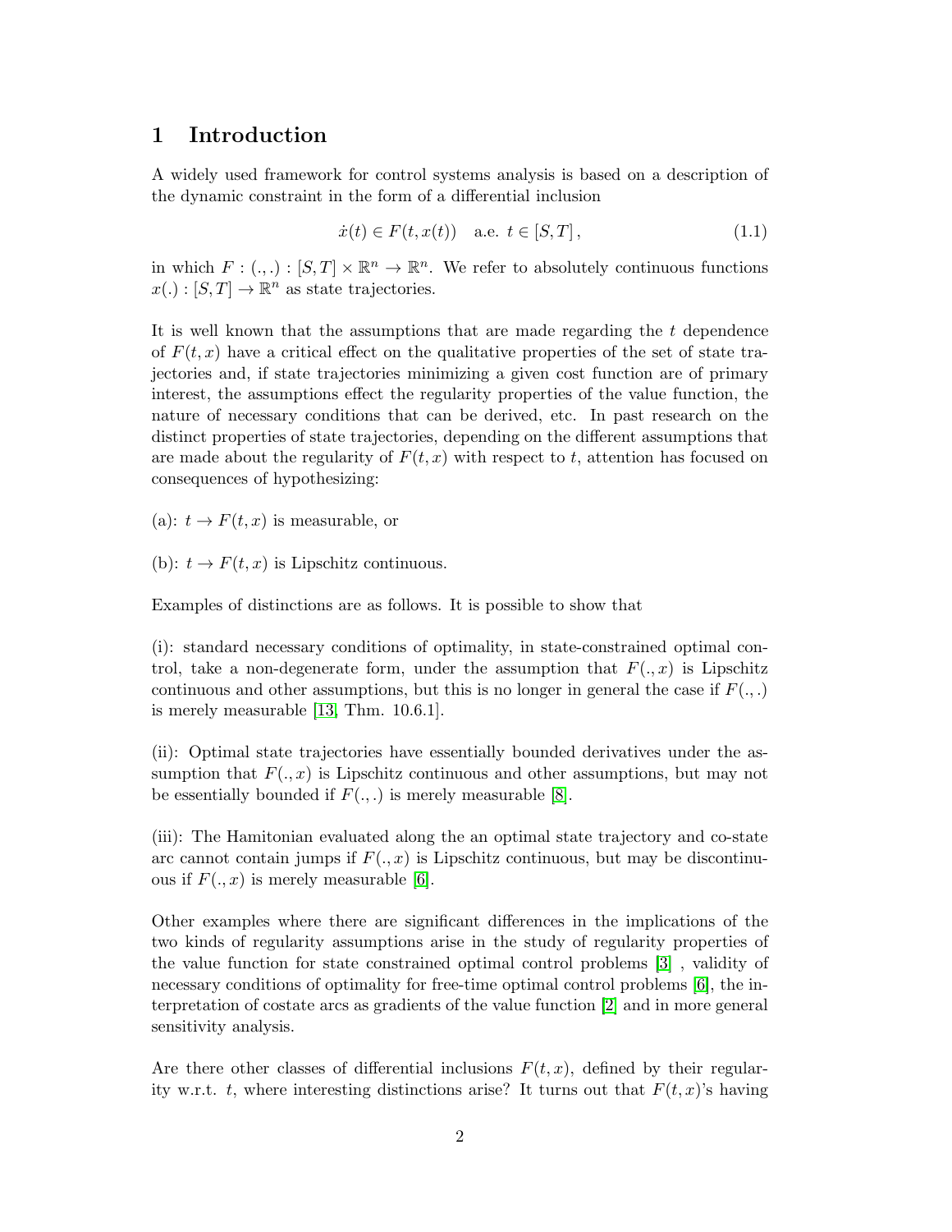# 1 Introduction

A widely used framework for control systems analysis is based on a description of the dynamic constraint in the form of a differential inclusion

$$\dot{x}(t) \in F(t, x(t)) \quad \text{a.e. } t \in [S, T] , \tag{1.1}$$

in which $F : (.,.) : [S, T] \times \mathbb{R}^n \to \mathbb{R}^n$. We refer to absolutely continuous functions $x(.) : [S, T] \to \mathbb{R}^n$ as state trajectories.

It is well known that the assumptions that are made regarding the $t$ dependence of $F(t, x)$ have a critical effect on the qualitative properties of the set of state trajectories and, if state trajectories minimizing a given cost function are of primary interest, the assumptions effect the regularity properties of the value function, the nature of necessary conditions that can be derived, etc. In past research on the distinct properties of state trajectories, depending on the different assumptions that are made about the regularity of $F(t, x)$ with respect to $t$, attention has focused on consequences of hypothesizing:

(a): $t \to F(t, x)$ is measurable, or

(b): $t \to F(t, x)$ is Lipschitz continuous.

Examples of distinctions are as follows. It is possible to show that

(i): standard necessary conditions of optimality, in state-constrained optimal control, take a non-degenerate form, under the assumption that $F(., x)$ is Lipschitz continuous and other assumptions, but this is no longer in general the case if $F(., .)$ is merely measurable [13, Thm. 10.6.1].

(ii): Optimal state trajectories have essentially bounded derivatives under the assumption that $F(., x)$ is Lipschitz continuous and other assumptions, but may not be essentially bounded if $F(., .)$ is merely measurable [8].

(iii): The Hamitonian evaluated along the an optimal state trajectory and co-state arc cannot contain jumps if $F(., x)$ is Lipschitz continuous, but may be discontinuous if $F(., x)$ is merely measurable [6].

Other examples where there are significant differences in the implications of the two kinds of regularity assumptions arise in the study of regularity properties of the value function for state constrained optimal control problems [3] , validity of necessary conditions of optimality for free-time optimal control problems [6], the interpretation of costate arcs as gradients of the value function [2] and in more general sensitivity analysis.

Are there other classes of differential inclusions $F(t, x)$, defined by their regularity w.r.t. $t$, where interesting distinctions arise? It turns out that $F(t, x)$'s having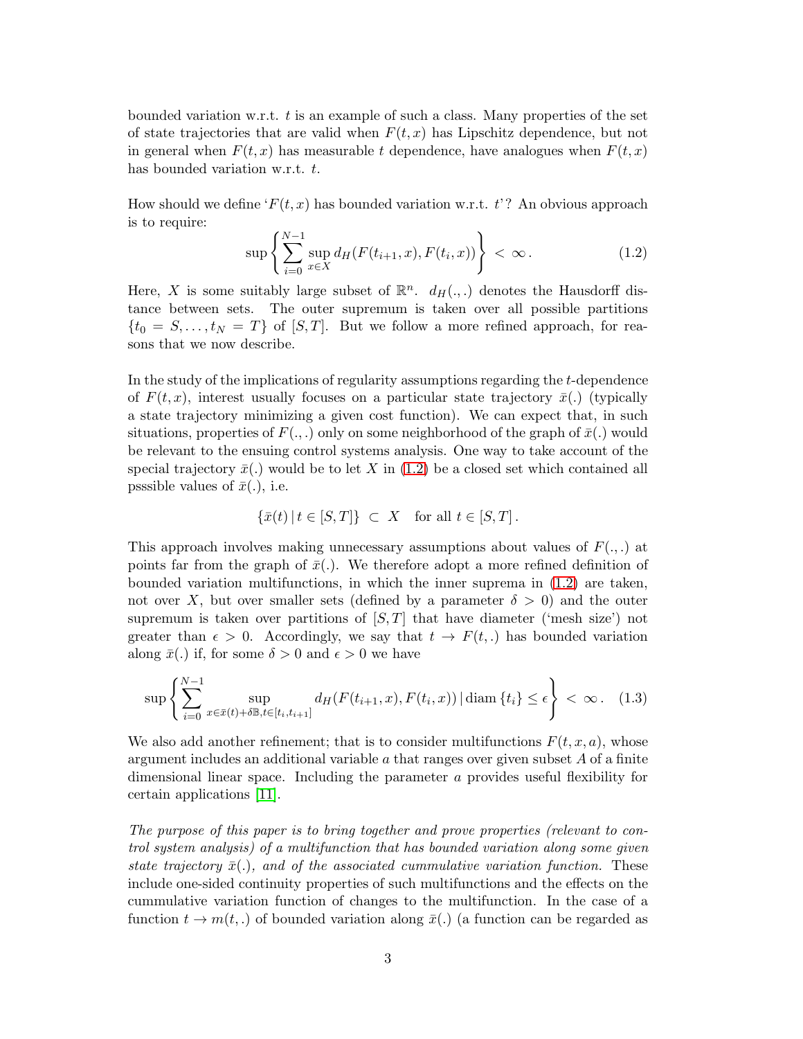bounded variation w.r.t. $t$ is an example of such a class. Many properties of the set of state trajectories that are valid when $F(t,x)$ has Lipschitz dependence, but not in general when $F(t,x)$ has measurable $t$ dependence, have analogues when $F(t,x)$ has bounded variation w.r.t. $t$.

How should we define '$F(t,x)$ has bounded variation w.r.t. $t$'? An obvious approach is to require:

$$\sup \left\{ \sum_{i=0}^{N-1} \sup_{x \in X} d_H(F(t_{i+1},x), F(t_i,x)) \right\} < \infty . \tag{1.2}$$

Here, $X$ is some suitably large subset of $\mathbb{R}^n$. $d_H(.,.)$ denotes the Hausdorff distance between sets. The outer supremum is taken over all possible partitions $\{t_0 = S, \ldots, t_N = T\}$ of $[S,T]$. But we follow a more refined approach, for reasons that we now describe.

In the study of the implications of regularity assumptions regarding the $t$-dependence of $F(t,x)$, interest usually focuses on a particular state trajectory $\bar{x}(.)$ (typically a state trajectory minimizing a given cost function). We can expect that, in such situations, properties of $F(.,.)$ only on some neighborhood of the graph of $\bar{x}(.)$ would be relevant to the ensuing control systems analysis. One way to take account of the special trajectory $\bar{x}(.)$ would be to let $X$ in (1.2) be a closed set which contained all psssible values of $\bar{x}(.)$, i.e.

$$\{\bar{x}(t) \,|\, t \in [S,T]\} \subset X \quad \text{for all } t \in [S,T] .$$

This approach involves making unnecessary assumptions about values of $F(.,.)$ at points far from the graph of $\bar{x}(.)$. We therefore adopt a more refined definition of bounded variation multifunctions, in which the inner suprema in (1.2) are taken, not over $X$, but over smaller sets (defined by a parameter $\delta > 0$) and the outer supremum is taken over partitions of $[S,T]$ that have diameter ('mesh size') not greater than $\epsilon > 0$. Accordingly, we say that $t \to F(t,.)$ has bounded variation along $\bar{x}(.)$ if, for some $\delta > 0$ and $\epsilon > 0$ we have

$$\sup \left\{ \sum_{i=0}^{N-1} \sup_{x \in \bar{x}(t) + \delta\mathbb{B}, t \in [t_i, t_{i+1}]} d_H(F(t_{i+1},x), F(t_i,x)) \,|\, \text{diam}\,\{t_i\} \leq \epsilon \right\} < \infty . \tag{1.3}$$

We also add another refinement; that is to consider multifunctions $F(t,x,a)$, whose argument includes an additional variable $a$ that ranges over given subset $A$ of a finite dimensional linear space. Including the parameter $a$ provides useful flexibility for certain applications [11].

*The purpose of this paper is to bring together and prove properties (relevant to control system analysis) of a multifunction that has bounded variation along some given state trajectory $\bar{x}(.)$, and of the associated cummulative variation function.* These include one-sided continuity properties of such multifunctions and the effects on the cummulative variation function of changes to the multifunction. In the case of a function $t \to m(t,.)$ of bounded variation along $\bar{x}(.)$ (a function can be regarded as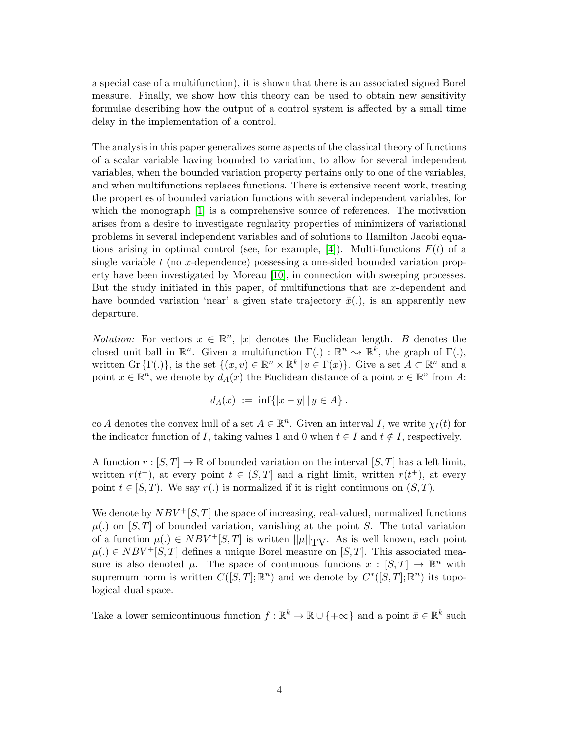a special case of a multifunction), it is shown that there is an associated signed Borel measure. Finally, we show how this theory can be used to obtain new sensitivity formulae describing how the output of a control system is affected by a small time delay in the implementation of a control.

The analysis in this paper generalizes some aspects of the classical theory of functions of a scalar variable having bounded to variation, to allow for several independent variables, when the bounded variation property pertains only to one of the variables, and when multifunctions replaces functions. There is extensive recent work, treating the properties of bounded variation functions with several independent variables, for which the monograph [1] is a comprehensive source of references. The motivation arises from a desire to investigate regularity properties of minimizers of variational problems in several independent variables and of solutions to Hamilton Jacobi equations arising in optimal control (see, for example, [4]). Multi-functions $F(t)$ of a single variable $t$ (no $x$-dependence) possessing a one-sided bounded variation property have been investigated by Moreau [10], in connection with sweeping processes. But the study initiated in this paper, of multifunctions that are $x$-dependent and have bounded variation 'near' a given state trajectory $\bar{x}(.)$, is an apparently new departure.

*Notation:* For vectors $x \in \mathbb{R}^n$, $|x|$ denotes the Euclidean length. $B$ denotes the closed unit ball in $\mathbb{R}^n$. Given a multifunction $\Gamma(.) : \mathbb{R}^n \rightsquigarrow \mathbb{R}^k$, the graph of $\Gamma(.)$, written $\text{Gr}\,\{\Gamma(.)\}$, is the set $\{(x,v) \in \mathbb{R}^n \times \mathbb{R}^k \,|\, v \in \Gamma(x)\}$. Give a set $A \subset \mathbb{R}^n$ and a point $x \in \mathbb{R}^n$, we denote by $d_A(x)$ the Euclidean distance of a point $x \in \mathbb{R}^n$ from $A$:

$$d_A(x) \;:=\; \inf\{|x-y| \,|\, y \in A\}\,.$$

$\text{co}\, A$ denotes the convex hull of a set $A \in \mathbb{R}^n$. Given an interval $I$, we write $\chi_I(t)$ for the indicator function of $I$, taking values 1 and 0 when $t \in I$ and $t \notin I$, respectively.

A function $r : [S,T] \to \mathbb{R}$ of bounded variation on the interval $[S,T]$ has a left limit, written $r(t^-)$, at every point $t \in (S,T]$ and a right limit, written $r(t^+)$, at every point $t \in [S,T)$. We say $r(.)$ is normalized if it is right continuous on $(S,T)$.

We denote by $NBV^+[S,T]$ the space of increasing, real-valued, normalized functions $\mu(.)$ on $[S,T]$ of bounded variation, vanishing at the point $S$. The total variation of a function $\mu(.) \in NBV^+[S,T]$ is written $||\mu||_{\text{TV}}$. As is well known, each point $\mu(.) \in NBV^+[S,T]$ defines a unique Borel measure on $[S,T]$. This associated measure is also denoted $\mu$. The space of continuous funcions $x : [S,T] \to \mathbb{R}^n$ with supremum norm is written $C([S,T];\mathbb{R}^n)$ and we denote by $C^*([S,T];\mathbb{R}^n)$ its topological dual space.

Take a lower semicontinuous function $f : \mathbb{R}^k \to \mathbb{R} \cup \{+\infty\}$ and a point $\bar{x} \in \mathbb{R}^k$ such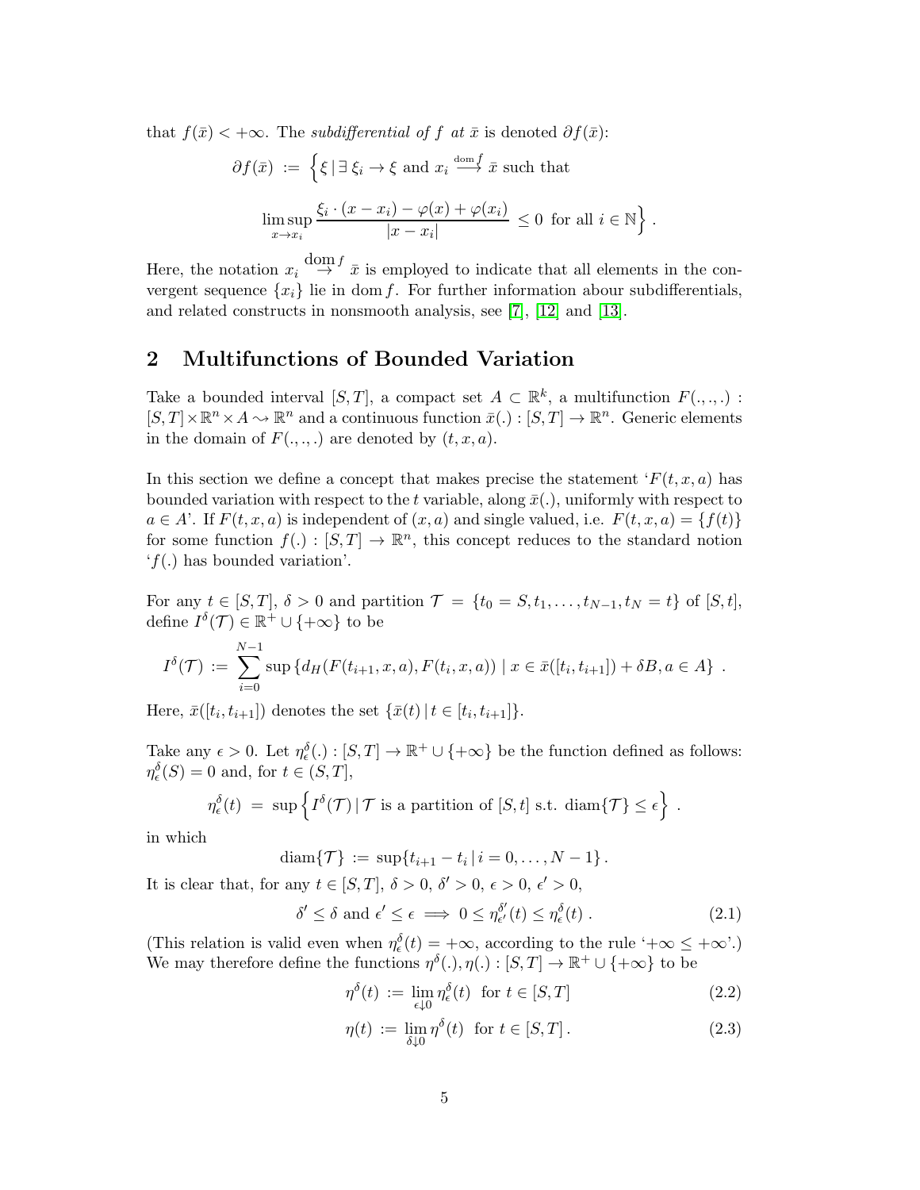that $f(\bar{x}) < +\infty$. The *subdifferential of* $f$ *at* $\bar{x}$ is denoted $\partial f(\bar{x})$:

$$\partial f(\bar{x}) := \Big\{ \xi \,|\, \exists\, \xi_i \to \xi \text{ and } x_i \stackrel{\text{dom} f}{\longrightarrow} \bar{x} \text{ such that}$$

$$\limsup_{x \to x_i} \frac{\xi_i \cdot (x - x_i) - \varphi(x) + \varphi(x_i)}{|x - x_i|} \leq 0 \text{ for all } i \in \mathbb{N} \Big\} .$$

Here, the notation $x_i \stackrel{\text{dom} f}{\to} \bar{x}$ is employed to indicate that all elements in the convergent sequence $\{x_i\}$ lie in $\text{dom}\, f$. For further information abour subdifferentials, and related constructs in nonsmooth analysis, see [7], [12] and [13].

## 2 Multifunctions of Bounded Variation

Take a bounded interval $[S,T]$, a compact set $A \subset \mathbb{R}^k$, a multifunction $F(.,.,.) : [S,T] \times \mathbb{R}^n \times A \rightsquigarrow \mathbb{R}^n$ and a continuous function $\bar{x}(.) : [S,T] \to \mathbb{R}^n$. Generic elements in the domain of $F(.,.,.)$ are denoted by $(t,x,a)$.

In this section we define a concept that makes precise the statement '$F(t,x,a)$ has bounded variation with respect to the $t$ variable, along $\bar{x}(.)$, uniformly with respect to $a \in A$'. If $F(t,x,a)$ is independent of $(x,a)$ and single valued, i.e. $F(t,x,a) = \{f(t)\}$ for some function $f(.) : [S,T] \to \mathbb{R}^n$, this concept reduces to the standard notion '$f(.)$ has bounded variation'.

For any $t \in [S,T]$, $\delta > 0$ and partition $\mathcal{T} = \{t_0 = S, t_1, \ldots, t_{N-1}, t_N = t\}$ of $[S,t]$, define $I^\delta(\mathcal{T}) \in \mathbb{R}^+ \cup \{+\infty\}$ to be

$$I^\delta(\mathcal{T}) := \sum_{i=0}^{N-1} \sup \left\{ d_H(F(t_{i+1},x,a), F(t_i,x,a)) \,|\, x \in \bar{x}([t_i,t_{i+1}]) + \delta B, a \in A \right\} .$$

Here, $\bar{x}([t_i,t_{i+1}])$ denotes the set $\{\bar{x}(t) \,|\, t \in [t_i,t_{i+1}]\}$.

Take any $\epsilon > 0$. Let $\eta^\delta_\epsilon(.) : [S,T] \to \mathbb{R}^+ \cup \{+\infty\}$ be the function defined as follows: $\eta^\delta_\epsilon(S) = 0$ and, for $t \in (S,T]$,

$$\eta^\delta_\epsilon(t) = \sup \left\{ I^\delta(\mathcal{T}) \,|\, \mathcal{T} \text{ is a partition of } [S,t] \text{ s.t. } \text{diam}\{\mathcal{T}\} \leq \epsilon \right\} .$$

in which

$$\text{diam}\{\mathcal{T}\} := \sup\{t_{i+1} - t_i \,|\, i = 0, \ldots, N-1\} .$$

It is clear that, for any $t \in [S,T]$, $\delta > 0$, $\delta' > 0$, $\epsilon > 0$, $\epsilon' > 0$,

$$\delta' \leq \delta \text{ and } \epsilon' \leq \epsilon \implies 0 \leq \eta^{\delta'}_{\epsilon'}(t) \leq \eta^\delta_\epsilon(t) . \tag{2.1}$$

(This relation is valid even when $\eta^\delta_\epsilon(t) = +\infty$, according to the rule '$+\infty \leq +\infty$'.) We may therefore define the functions $\eta^\delta(.), \eta(.) : [S,T] \to \mathbb{R}^+ \cup \{+\infty\}$ to be

$$\eta^\delta(t) := \lim_{\epsilon \downarrow 0} \eta^\delta_\epsilon(t) \text{ for } t \in [S,T] \tag{2.2}$$

$$\eta(t) := \lim_{\delta \downarrow 0} \eta^\delta(t) \text{ for } t \in [S,T] . \tag{2.3}$$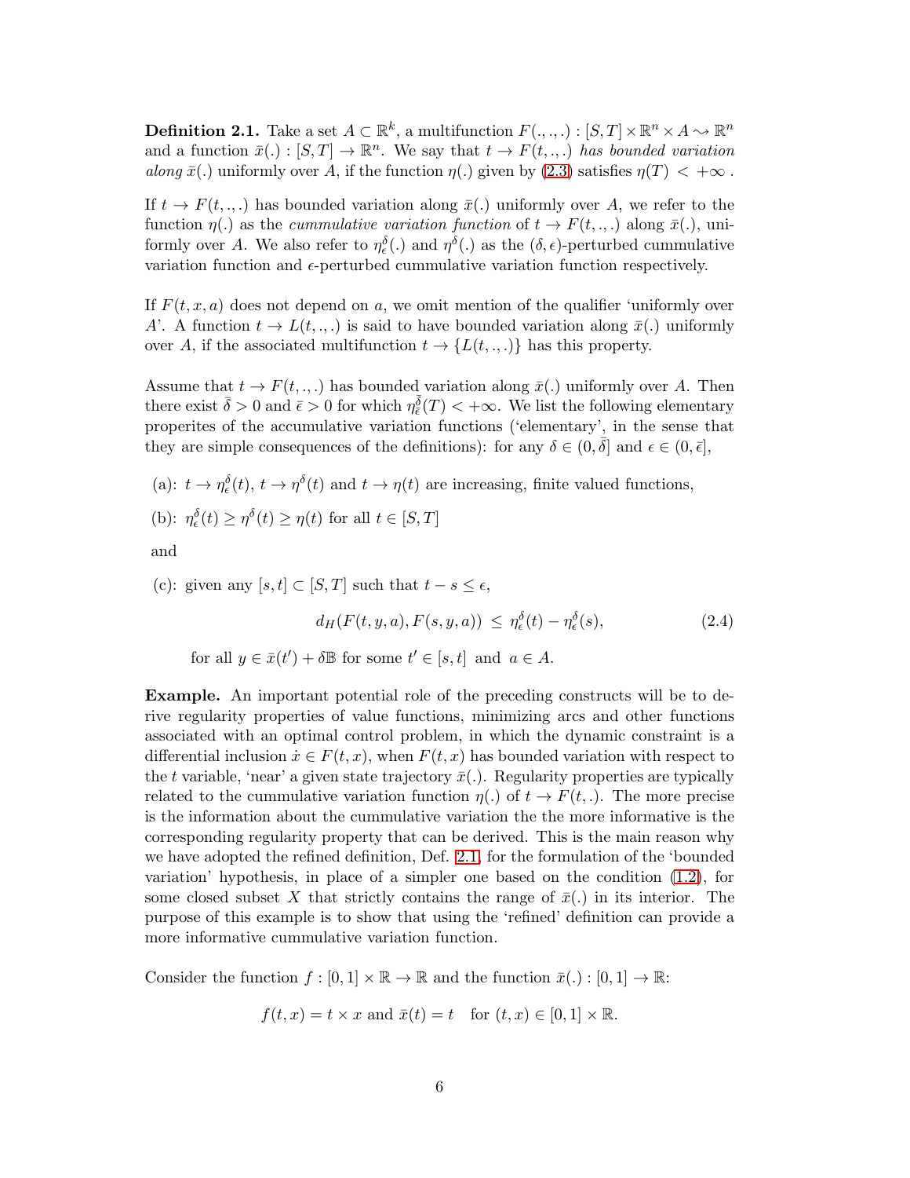**Definition 2.1.** Take a set $A \subset \mathbb{R}^k$, a multifunction $F(.,.,.) : [S,T] \times \mathbb{R}^n \times A \rightsquigarrow \mathbb{R}^n$ and a function $\bar{x}(.) : [S,T] \to \mathbb{R}^n$. We say that $t \to F(t,.,.)$ *has bounded variation along* $\bar{x}(.)$ uniformly over $A$, if the function $\eta(.)$ given by (2.3) satisfies $\eta(T) < +\infty$ .

If $t \to F(t,.,.)$ has bounded variation along $\bar{x}(.)$ uniformly over $A$, we refer to the function $\eta(.)$ as the *cummulative variation function* of $t \to F(t,.,.)$ along $\bar{x}(.)$, uniformly over $A$. We also refer to $\eta^{\delta}_{\epsilon}(.)$ and $\eta^{\delta}(.)$ as the $(\delta,\epsilon)$-perturbed cummulative variation function and $\epsilon$-perturbed cummulative variation function respectively.

If $F(t,x,a)$ does not depend on $a$, we omit mention of the qualifier 'uniformly over $A$'. A function $t \to L(t,.,.)$ is said to have bounded variation along $\bar{x}(.)$ uniformly over $A$, if the associated multifunction $t \to \{L(t,.,.)\}$ has this property.

Assume that $t \to F(t,.,.)$ has bounded variation along $\bar{x}(.)$ uniformly over $A$. Then there exist $\bar{\delta} > 0$ and $\bar{\epsilon} > 0$ for which $\eta^{\bar{\delta}}_{\bar{\epsilon}}(T) < +\infty$. We list the following elementary properites of the accumulative variation functions ('elementary', in the sense that they are simple consequences of the definitions): for any $\delta \in (0,\bar{\delta}]$ and $\epsilon \in (0,\bar{\epsilon}]$,

(a): $t \to \eta^{\delta}_{\epsilon}(t)$, $t \to \eta^{\delta}(t)$ and $t \to \eta(t)$ are increasing, finite valued functions,

(b): $\eta^{\delta}_{\epsilon}(t) \geq \eta^{\delta}(t) \geq \eta(t)$ for all $t \in [S,T]$

and

(c): given any $[s,t] \subset [S,T]$ such that $t - s \leq \epsilon$,

$$d_H(F(t,y,a), F(s,y,a)) \;\leq\; \eta^{\delta}_{\epsilon}(t) - \eta^{\delta}_{\epsilon}(s), \tag{2.4}$$

for all $y \in \bar{x}(t') + \delta\mathbb{B}$ for some $t' \in [s,t]$ and $a \in A$.

**Example.** An important potential role of the preceding constructs will be to derive regularity properties of value functions, minimizing arcs and other functions associated with an optimal control problem, in which the dynamic constraint is a differential inclusion $\dot{x} \in F(t,x)$, when $F(t,x)$ has bounded variation with respect to the $t$ variable, 'near' a given state trajectory $\bar{x}(.)$. Regularity properties are typically related to the cummulative variation function $\eta(.)$ of $t \to F(t,.)$. The more precise is the information about the cummulative variation the the more informative is the corresponding regularity property that can be derived. This is the main reason why we have adopted the refined definition, Def. 2.1, for the formulation of the 'bounded variation' hypothesis, in place of a simpler one based on the condition (1.2), for some closed subset $X$ that strictly contains the range of $\bar{x}(.)$ in its interior. The purpose of this example is to show that using the 'refined' definition can provide a more informative cummulative variation function.

Consider the function $f : [0,1] \times \mathbb{R} \to \mathbb{R}$ and the function $\bar{x}(.) : [0,1] \to \mathbb{R}$:

$$f(t,x) = t \times x \text{ and } \bar{x}(t) = t \quad \text{for } (t,x) \in [0,1] \times \mathbb{R}.$$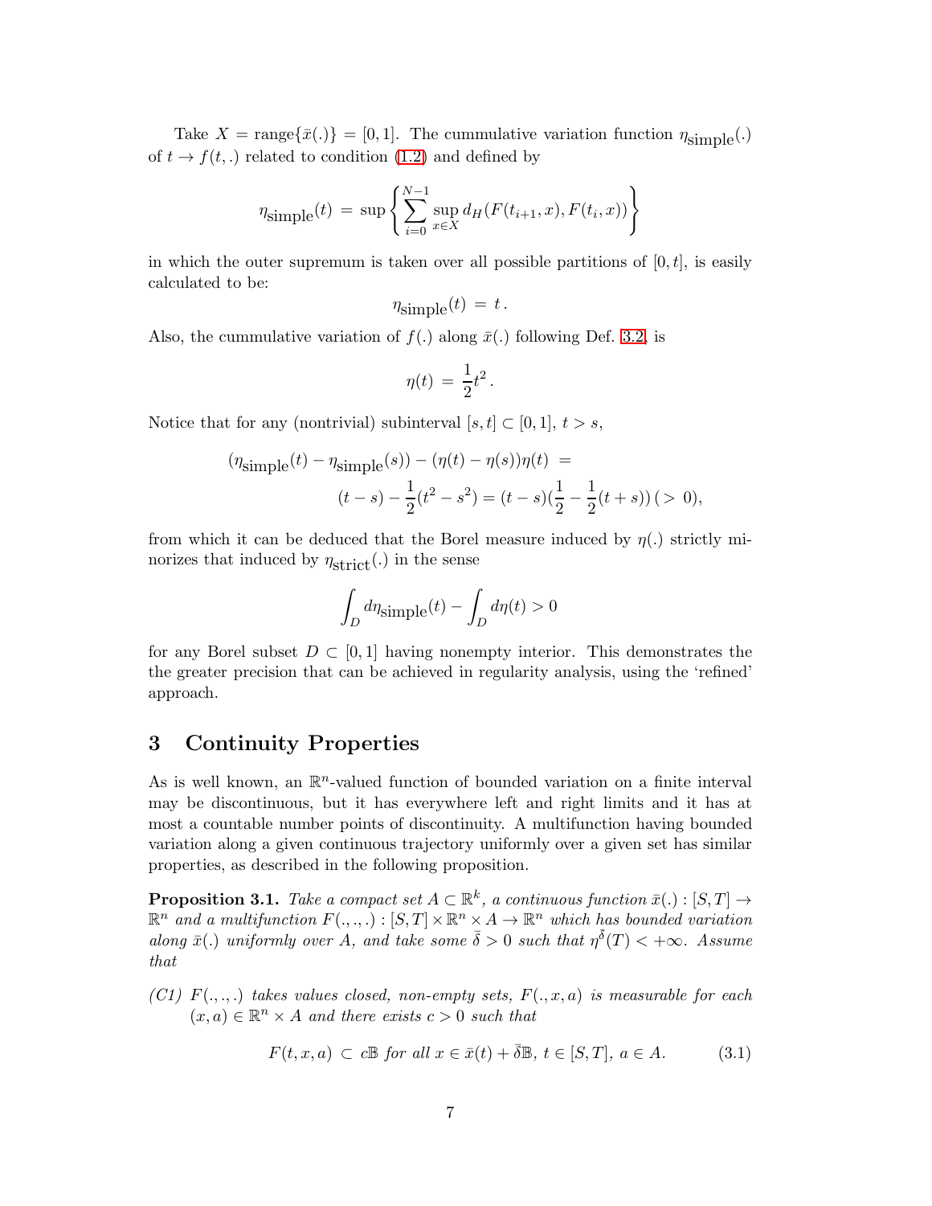Take $X = \text{range}\{\bar{x}(.)\} = [0,1]$. The cummulative variation function $\eta_{\text{simple}}(.)$ of $t \to f(t,.)$ related to condition (1.2) and defined by

$$\eta_{\text{simple}}(t) \,=\, \sup \left\{ \sum_{i=0}^{N-1} \sup_{x \in X} d_H(F(t_{i+1},x), F(t_i,x)) \right\}$$

in which the outer supremum is taken over all possible partitions of $[0,t]$, is easily calculated to be:

$$\eta_{\text{simple}}(t) \,=\, t\,.$$

Also, the cummulative variation of $f(.)$ along $\bar{x}(.)$ following Def. 3.2, is

$$\eta(t) \,=\, \frac{1}{2}t^2\,.$$

Notice that for any (nontrivial) subinterval $[s,t] \subset [0,1]$, $t > s$,

$$\begin{aligned}(\eta_{\text{simple}}(t) - \eta_{\text{simple}}(s)) - (\eta(t) - \eta(s))\eta(t) \,&=\\ (t-s) - \frac{1}{2}(t^2 - s^2) &= (t-s)(\frac{1}{2} - \frac{1}{2}(t+s))\,(>\,0),\end{aligned}$$

from which it can be deduced that the Borel measure induced by $\eta(.)$ strictly minorizes that induced by $\eta_{\text{strict}}(.)$ in the sense

$$\int_D d\eta_{\text{simple}}(t) - \int_D d\eta(t) > 0$$

for any Borel subset $D \subset [0,1]$ having nonempty interior. This demonstrates the the greater precision that can be achieved in regularity analysis, using the 'refined' approach.

## 3 Continuity Properties

As is well known, an $\mathbb{R}^n$-valued function of bounded variation on a finite interval may be discontinuous, but it has everywhere left and right limits and it has at most a countable number points of discontinuity. A multifunction having bounded variation along a given continuous trajectory uniformly over a given set has similar properties, as described in the following proposition.

**Proposition 3.1.** *Take a compact set $A \subset \mathbb{R}^k$, a continuous function $\bar{x}(.) : [S,T] \to \mathbb{R}^n$ and a multifunction $F(.,.,.) : [S,T] \times \mathbb{R}^n \times A \to \mathbb{R}^n$ which has bounded variation along $\bar{x}(.)$ uniformly over A, and take some $\bar{\delta} > 0$ such that $\eta^{\bar{\delta}}(T) < +\infty$. Assume that*

*(C1) $F(.,.,.)$ takes values closed, non-empty sets, $F(.,x,a)$ is measurable for each $(x,a) \in \mathbb{R}^n \times A$ and there exists $c > 0$ such that*

$$F(t,x,a) \,\subset\, c\mathbb{B} \text{ for all } x \in \bar{x}(t) + \bar{\delta}\mathbb{B},\ t \in [S,T],\ a \in A. \tag{3.1}$$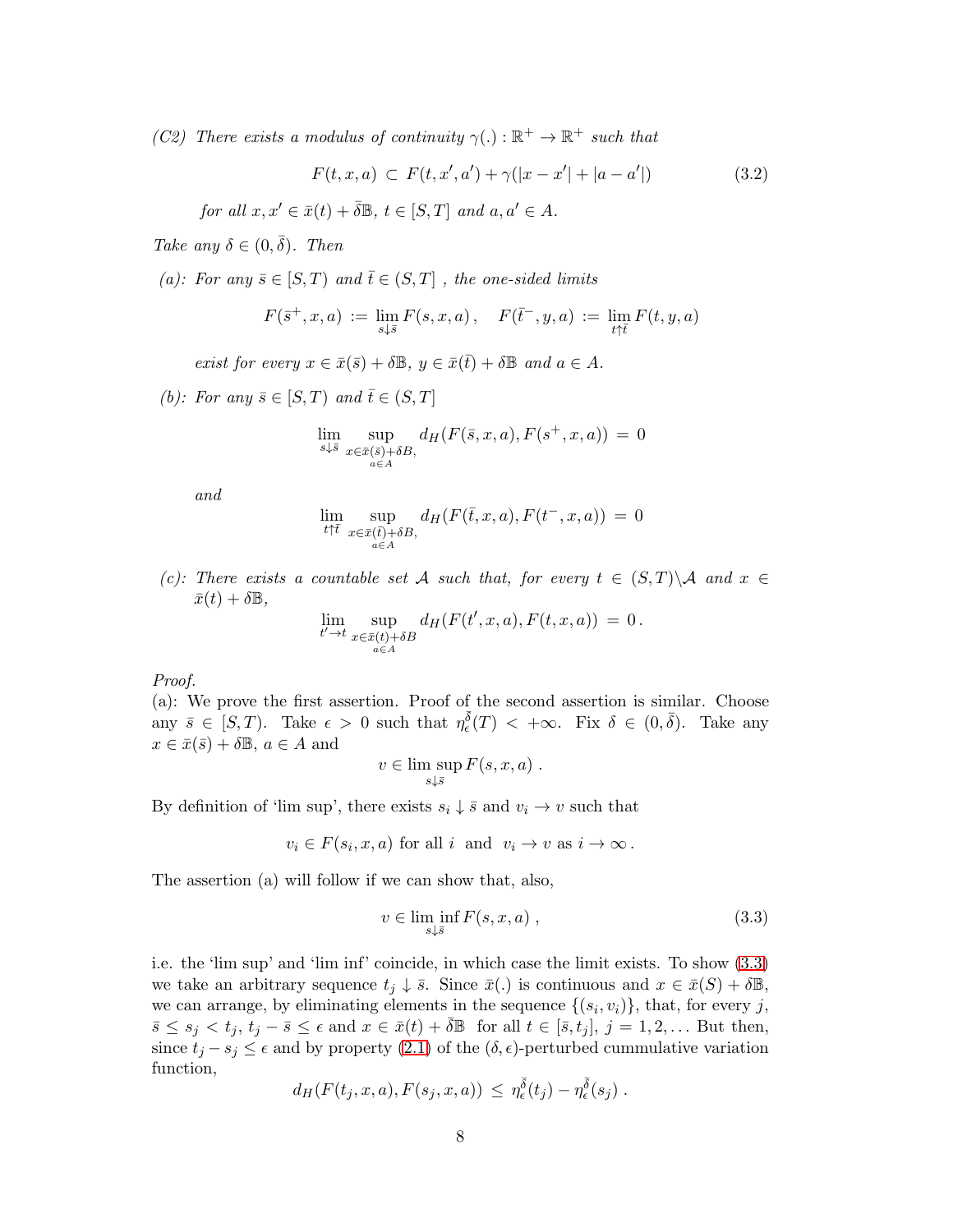*(C2) There exists a modulus of continuity $\gamma(.) : \mathbb{R}^+ \to \mathbb{R}^+$ such that*

$$F(t, x, a) \subset F(t, x', a') + \gamma(|x - x'| + |a - a'|) \tag{3.2}$$

*for all $x, x' \in \bar{x}(t) + \bar{\delta}\mathbb{B}$, $t \in [S, T]$ and $a, a' \in A$.*

*Take any $\delta \in (0, \bar{\delta})$. Then*

*(a): For any $\bar{s} \in [S, T)$ and $\bar{t} \in (S, T]$ , the one-sided limits*

$$F(\bar{s}^+, x, a) := \lim_{s \downarrow \bar{s}} F(s, x, a)\,, \quad F(\bar{t}^-, y, a) := \lim_{t \uparrow \bar{t}} F(t, y, a)$$

*exist for every $x \in \bar{x}(\bar{s}) + \delta\mathbb{B}$, $y \in \bar{x}(\bar{t}) + \delta\mathbb{B}$ and $a \in A$.*

*(b): For any $\bar{s} \in [S, T)$ and $\bar{t} \in (S, T]$*

$$\lim_{s \downarrow \bar{s}} \sup_{\substack{x \in \bar{x}(\bar{s}) + \delta B, \\ a \in A}} d_H(F(\bar{s}, x, a), F(s^+, x, a)) = 0$$

*and*

$$\lim_{t \uparrow \bar{t}} \sup_{\substack{x \in \bar{x}(\bar{t}) + \delta B, \\ a \in A}} d_H(F(\bar{t}, x, a), F(t^-, x, a)) = 0$$

*(c): There exists a countable set $\mathcal{A}$ such that, for every $t \in (S, T) \backslash \mathcal{A}$ and $x \in \bar{x}(t) + \delta\mathbb{B}$,*

$$\lim_{t' \to t} \sup_{\substack{x \in \bar{x}(t) + \delta B \\ a \in A}} d_H(F(t', x, a), F(t, x, a)) = 0\,.$$

*Proof.*
(a): We prove the first assertion. Proof of the second assertion is similar. Choose any $\bar{s} \in [S, T)$. Take $\epsilon > 0$ such that $\eta_\epsilon^{\bar{\delta}}(T) < +\infty$. Fix $\delta \in (0, \bar{\delta})$. Take any $x \in \bar{x}(\bar{s}) + \delta\mathbb{B}$, $a \in A$ and

$$v \in \limsup_{s \downarrow \bar{s}} F(s, x, a)\,.$$

By definition of 'lim sup', there exists $s_i \downarrow \bar{s}$ and $v_i \to v$ such that

$$v_i \in F(s_i, x, a) \text{ for all } i \text{ and } v_i \to v \text{ as } i \to \infty\,.$$

The assertion (a) will follow if we can show that, also,

$$v \in \liminf_{s \downarrow \bar{s}} F(s, x, a)\,, \tag{3.3}$$

i.e. the 'lim sup' and 'lim inf' coincide, in which case the limit exists. To show (3.3) we take an arbitrary sequence $t_j \downarrow \bar{s}$. Since $\bar{x}(.)$ is continuous and $x \in \bar{x}(S) + \delta\mathbb{B}$, we can arrange, by eliminating elements in the sequence $\{(s_i, v_i)\}$, that, for every $j$, $\bar{s} \leq s_j < t_j$, $t_j - \bar{s} \leq \epsilon$ and $x \in \bar{x}(t) + \bar{\delta}\mathbb{B}$ for all $t \in [\bar{s}, t_j]$, $j = 1, 2, \ldots$ But then, since $t_j - s_j \leq \epsilon$ and by property (2.1) of the $(\delta, \epsilon)$-perturbed cummulative variation function,

$$d_H(F(t_j, x, a), F(s_j, x, a)) \leq \eta_\epsilon^{\bar{\delta}}(t_j) - \eta_\epsilon^{\bar{\delta}}(s_j)\,.$$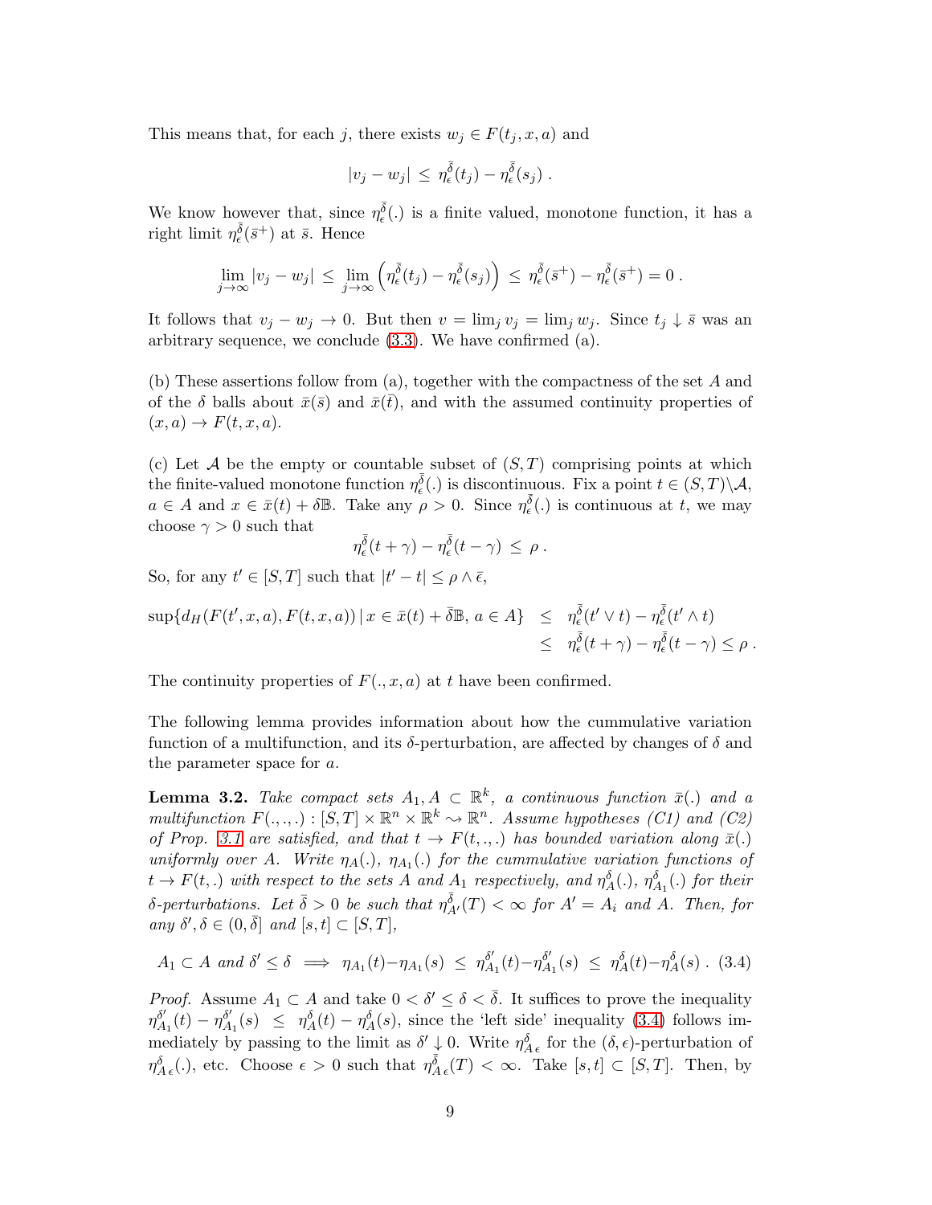This means that, for each $j$, there exists $w_j \in F(t_j, x, a)$ and

$$|v_j - w_j| \le \eta^{\bar\delta}_\epsilon(t_j) - \eta^{\bar\delta}_\epsilon(s_j) .$$

We know however that, since $\eta^{\bar\delta}_\epsilon(.)$ is a finite valued, monotone function, it has a right limit $\eta^{\bar\delta}_\epsilon(\bar s^+)$ at $\bar s$. Hence

$$\lim_{j\to\infty} |v_j - w_j| \le \lim_{j\to\infty} \left( \eta^{\bar\delta}_\epsilon(t_j) - \eta^{\bar\delta}_\epsilon(s_j) \right) \le \eta^{\bar\delta}_\epsilon(\bar s^+) - \eta^{\bar\delta}_\epsilon(\bar s^+) = 0 .$$

It follows that $v_j - w_j \to 0$. But then $v = \lim_j v_j = \lim_j w_j$. Since $t_j \downarrow \bar s$ was an arbitrary sequence, we conclude (3.3). We have confirmed (a).

(b) These assertions follow from (a), together with the compactness of the set $A$ and of the $\delta$ balls about $\bar x(\bar s)$ and $\bar x(\bar t)$, and with the assumed continuity properties of $(x, a) \to F(t, x, a)$.

(c) Let $\mathcal{A}$ be the empty or countable subset of $(S, T)$ comprising points at which the finite-valued monotone function $\eta^{\bar\delta}_\epsilon(.)$ is discontinuous. Fix a point $t \in (S, T)\backslash\mathcal{A}$, $a \in A$ and $x \in \bar x(t) + \delta\mathbb{B}$. Take any $\rho > 0$. Since $\eta^{\bar\delta}_\epsilon(.)$ is continuous at $t$, we may choose $\gamma > 0$ such that

$$\eta^{\bar\delta}_\epsilon(t + \gamma) - \eta^{\bar\delta}_\epsilon(t - \gamma) \le \rho .$$

So, for any $t' \in [S, T]$ such that $|t' - t| \le \rho \wedge \bar\epsilon$,

$$\begin{aligned}
\sup\{d_H(F(t', x, a), F(t, x, a)) \,|\, x \in \bar x(t) + \bar\delta\mathbb{B},\, a \in A\} &\le \eta^{\bar\delta}_\epsilon(t' \vee t) - \eta^{\bar\delta}_\epsilon(t' \wedge t) \\
&\le \eta^{\bar\delta}_\epsilon(t + \gamma) - \eta^{\bar\delta}_\epsilon(t - \gamma) \le \rho .
\end{aligned}$$

The continuity properties of $F(., x, a)$ at $t$ have been confirmed.

The following lemma provides information about how the cummulative variation function of a multifunction, and its $\delta$-perturbation, are affected by changes of $\delta$ and the parameter space for $a$.

**Lemma 3.2.** *Take compact sets $A_1, A \subset \mathbb{R}^k$, a continuous function $\bar x(.)$ and a multifunction $F(.,.,.) : [S, T] \times \mathbb{R}^n \times \mathbb{R}^k \rightsquigarrow \mathbb{R}^n$. Assume hypotheses (C1) and (C2) of Prop. 3.1 are satisfied, and that $t \to F(t, ., .)$ has bounded variation along $\bar x(.)$ uniformly over $A$. Write $\eta_A(.)$, $\eta_{A_1}(.)$ for the cummulative variation functions of $t \to F(t, .)$ with respect to the sets $A$ and $A_1$ respectively, and $\eta^\delta_A(.)$, $\eta^\delta_{A_1}(.)$ for their $\delta$-perturbations. Let $\bar\delta > 0$ be such that $\eta^{\bar\delta}_{A'}(T) < \infty$ for $A' = A_i$ and $A$. Then, for any $\delta', \delta \in (0, \bar\delta]$ and $[s, t] \subset [S, T]$,*

$$A_1 \subset A \text{ and } \delta' \le \delta \implies \eta_{A_1}(t) - \eta_{A_1}(s) \le \eta^{\delta'}_{A_1}(t) - \eta^{\delta'}_{A_1}(s) \le \eta^\delta_A(t) - \eta^\delta_A(s) . \quad (3.4)$$

*Proof.* Assume $A_1 \subset A$ and take $0 < \delta' \le \delta < \bar\delta$. It suffices to prove the inequality $\eta^{\delta'}_{A_1}(t) - \eta^{\delta'}_{A_1}(s) \le \eta^\delta_A(t) - \eta^\delta_A(s)$, since the 'left side' inequality (3.4) follows immediately by passing to the limit as $\delta' \downarrow 0$. Write $\eta^\delta_{A\,\epsilon}$ for the $(\delta, \epsilon)$-perturbation of $\eta^\delta_{A\,\epsilon}(.)$, etc. Choose $\epsilon > 0$ such that $\eta^{\bar\delta}_{A\,\epsilon}(T) < \infty$. Take $[s, t] \subset [S, T]$. Then, by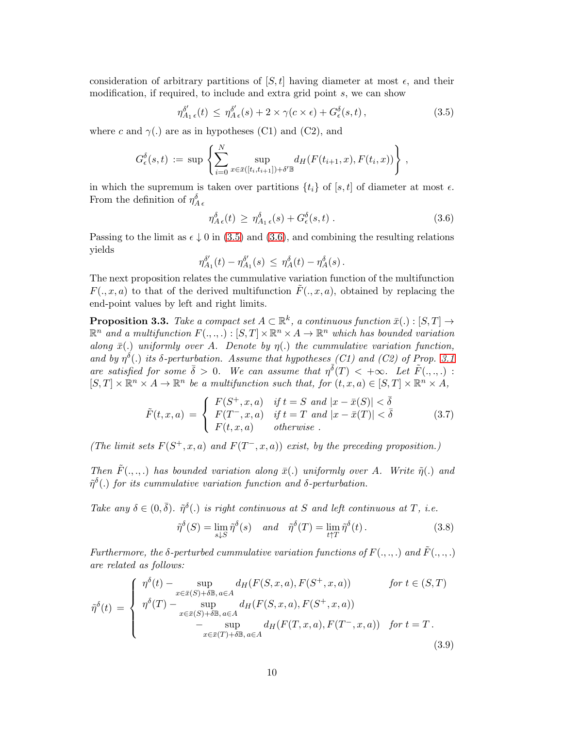consideration of arbitrary partitions of $[S,t]$ having diameter at most $\epsilon$, and their modification, if required, to include and extra grid point $s$, we can show

$$\eta^{\delta'}_{A_1\,\epsilon}(t) \;\leq\; \eta^{\delta'}_{A\,\epsilon}(s) + 2\times\gamma(c\times\epsilon) + G^{\delta}_{\epsilon}(s,t)\,, \tag{3.5}$$

where $c$ and $\gamma(.)$ are as in hypotheses (C1) and (C2), and

$$G^{\delta}_{\epsilon}(s,t) \;:=\; \sup\left\{\sum_{i=0}^{N}\sup_{x\in\bar{x}([t_i,t_{i+1}])+\delta'\mathbb{B}} d_H(F(t_{i+1},x),F(t_i,x))\right\},$$

in which the supremum is taken over partitions $\{t_i\}$ of $[s,t]$ of diameter at most $\epsilon$. From the definition of $\eta^{\delta}_{A\,\epsilon}$

$$\eta^{\delta}_{A\,\epsilon}(t) \;\geq\; \eta^{\delta}_{A_1\,\epsilon}(s) + G^{\delta}_{\epsilon}(s,t)\,. \tag{3.6}$$

Passing to the limit as $\epsilon\downarrow 0$ in (3.5) and (3.6), and combining the resulting relations yields

$$\eta^{\delta'}_{A_1}(t) - \eta^{\delta'}_{A_1}(s) \;\leq\; \eta^{\delta}_{A}(t) - \eta^{\delta}_{A}(s)\,.$$

The next proposition relates the cummulative variation function of the multifunction $F(.,x,a)$ to that of the derived multifunction $\tilde{F}(.,x,a)$, obtained by replacing the end-point values by left and right limits.

**Proposition 3.3.** *Take a compact set $A\subset\mathbb{R}^k$, a continuous function $\bar{x}(.):[S,T]\to\mathbb{R}^n$ and a multifunction $F(.,.,.):[S,T]\times\mathbb{R}^n\times A\to\mathbb{R}^n$ which has bounded variation along $\bar{x}(.)$ uniformly over $A$. Denote by $\eta(.)$ the cummulative variation function, and by $\eta^{\delta}(.)$ its $\delta$-perturbation. Assume that hypotheses (C1) and (C2) of Prop. 3.1 are satisfied for some $\bar{\delta}>0$. We can assume that $\eta^{\bar{\delta}}(T)<+\infty$. Let $\tilde{F}(.,.,.):[S,T]\times\mathbb{R}^n\times A\to\mathbb{R}^n$ be a multifunction such that, for $(t,x,a)\in[S,T]\times\mathbb{R}^n\times A$,*

$$\tilde{F}(t,x,a) \;=\; \begin{cases} F(S^+,x,a) & \text{if } t=S \text{ and } |x-\bar{x}(S)|<\bar{\delta} \\ F(T^-,x,a) & \text{if } t=T \text{ and } |x-\bar{x}(T)|<\bar{\delta} \\ F(t,x,a) & \text{otherwise}\,. \end{cases} \tag{3.7}$$

*(The limit sets $F(S^+,x,a)$ and $F(T^-,x,a)$) exist, by the preceding proposition.)*

*Then $\tilde{F}(.,.,.)$ has bounded variation along $\bar{x}(.)$ uniformly over $A$. Write $\tilde{\eta}(.)$ and $\tilde{\eta}^{\delta}(.)$ for its cummulative variation function and $\delta$-perturbation.*

*Take any $\delta\in(0,\bar{\delta})$. $\tilde{\eta}^{\delta}(.)$ is right continuous at $S$ and left continuous at $T$, i.e.*

$$\tilde{\eta}^{\delta}(S)=\lim_{s\downarrow S}\tilde{\eta}^{\delta}(s) \quad \text{and} \quad \tilde{\eta}^{\delta}(T)=\lim_{t\uparrow T}\tilde{\eta}^{\delta}(t)\,. \tag{3.8}$$

*Furthermore, the $\delta$-perturbed cummulative variation functions of $F(.,.,.)$ and $\tilde{F}(.,.,.)$ are related as follows:*

$$\tilde{\eta}^{\delta}(t) \;=\; \begin{cases} \eta^{\delta}(t) - \displaystyle\sup_{x\in\bar{x}(S)+\delta\mathbb{B},\,a\in A} d_H(F(S,x,a),F(S^+,x,a)) & \text{for } t\in(S,T) \\ \eta^{\delta}(T) - \displaystyle\sup_{x\in\bar{x}(S)+\delta\mathbb{B},\,a\in A} d_H(F(S,x,a),F(S^+,x,a)) & \\ \qquad - \displaystyle\sup_{x\in\bar{x}(T)+\delta\mathbb{B},\,a\in A} d_H(F(T,x,a),F(T^-,x,a)) & \text{for } t=T\,. \end{cases} \tag{3.9}$$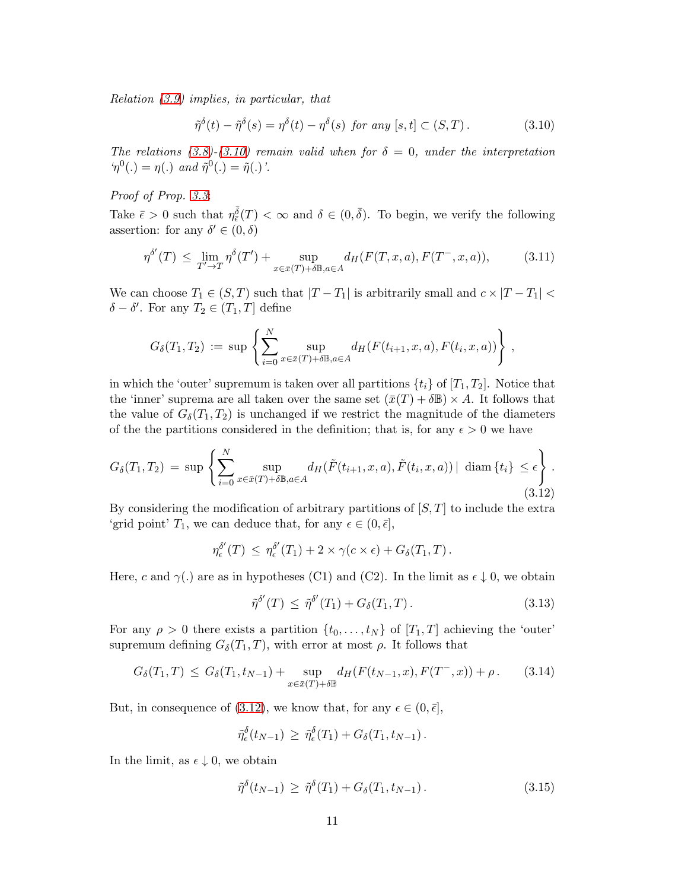*Relation (3.9) implies, in particular, that*

$$\tilde{\eta}^{\delta}(t) - \tilde{\eta}^{\delta}(s) = \eta^{\delta}(t) - \eta^{\delta}(s) \text{ for any } [s,t] \subset (S,T)\,. \tag{3.10}$$

*The relations (3.8)-(3.10) remain valid when for $\delta = 0$, under the interpretation '$\eta^0(.) = \eta(.)$ and $\tilde{\eta}^0(.) = \tilde{\eta}(.)$'.*

*Proof of Prop. 3.3:*
Take $\bar{\epsilon} > 0$ such that $\eta^{\bar{\delta}}_{\bar{\epsilon}}(T) < \infty$ and $\delta \in (0, \bar{\delta})$. To begin, we verify the following assertion: for any $\delta' \in (0, \delta)$

$$\eta^{\delta'}(T) \,\leq\, \lim_{T' \to T} \eta^{\delta}(T') + \sup_{x \in \bar{x}(T) + \delta \mathbb{B}, a \in A} d_H(F(T,x,a), F(T^-,x,a)), \tag{3.11}$$

We can choose $T_1 \in (S,T)$ such that $|T - T_1|$ is arbitrarily small and $c \times |T - T_1| < \delta - \delta'$. For any $T_2 \in (T_1, T]$ define

$$G_{\delta}(T_1,T_2) \,:=\, \sup \left\{ \sum_{i=0}^{N} \sup_{x \in \bar{x}(T)+\delta\mathbb{B}, a \in A} d_H(F(t_{i+1},x,a), F(t_i,x,a)) \right\} ,$$

in which the 'outer' supremum is taken over all partitions $\{t_i\}$ of $[T_1,T_2]$. Notice that the 'inner' suprema are all taken over the same set $(\bar{x}(T) + \delta\mathbb{B}) \times A$. It follows that the value of $G_{\delta}(T_1,T_2)$ is unchanged if we restrict the magnitude of the diameters of the the partitions considered in the definition; that is, for any $\epsilon > 0$ we have

$$G_{\delta}(T_1,T_2) \,=\, \sup \left\{ \sum_{i=0}^{N} \sup_{x \in \bar{x}(T)+\delta\mathbb{B}, a \in A} d_H(\tilde{F}(t_{i+1},x,a), \tilde{F}(t_i,x,a)) \,|\, \text{ diam}\,\{t_i\} \,\leq \epsilon \right\} . \tag{3.12}$$

By considering the modification of arbitrary partitions of $[S,T]$ to include the extra 'grid point' $T_1$, we can deduce that, for any $\epsilon \in (0, \bar{\epsilon}]$,

$$\eta^{\delta'}_{\epsilon}(T) \,\leq\, \eta^{\delta'}_{\epsilon}(T_1) + 2 \times \gamma(c \times \epsilon) + G_{\delta}(T_1,T)\,.$$

Here, $c$ and $\gamma(.)$ are as in hypotheses (C1) and (C2). In the limit as $\epsilon \downarrow 0$, we obtain

$$\tilde{\eta}^{\delta'}(T) \,\leq\, \tilde{\eta}^{\delta'}(T_1) + G_{\delta}(T_1,T)\,. \tag{3.13}$$

For any $\rho > 0$ there exists a partition $\{t_0, \ldots, t_N\}$ of $[T_1,T]$ achieving the 'outer' supremum defining $G_{\delta}(T_1,T)$, with error at most $\rho$. It follows that

$$G_{\delta}(T_1,T) \,\leq\, G_{\delta}(T_1,t_{N-1}) + \sup_{x \in \bar{x}(T)+\delta\mathbb{B}} d_H(F(t_{N-1},x), F(T^-,x)) + \rho\,. \tag{3.14}$$

But, in consequence of (3.12), we know that, for any $\epsilon \in (0, \bar{\epsilon}]$,

$$\tilde{\eta}^{\delta}_{\epsilon}(t_{N-1}) \,\geq\, \tilde{\eta}^{\delta}_{\epsilon}(T_1) + G_{\delta}(T_1,t_{N-1})\,.$$

In the limit, as $\epsilon \downarrow 0$, we obtain

$$\tilde{\eta}^{\delta}(t_{N-1}) \,\geq\, \tilde{\eta}^{\delta}(T_1) + G_{\delta}(T_1,t_{N-1})\,. \tag{3.15}$$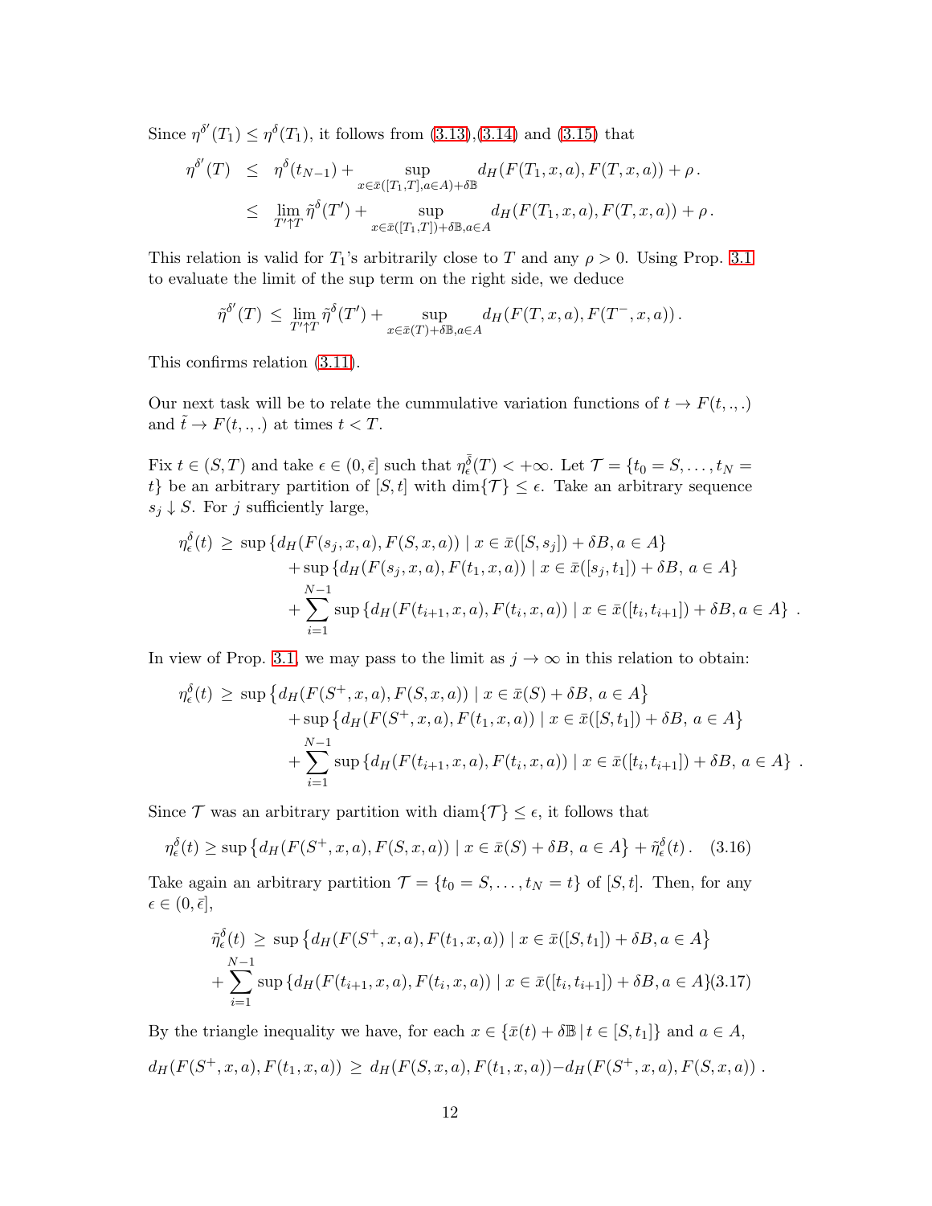Since $\eta^{\delta'}(T_1) \leq \eta^{\delta}(T_1)$, it follows from (3.13),(3.14) and (3.15) that

$$\begin{aligned}
\eta^{\delta'}(T) &\leq \eta^{\delta}(t_{N-1}) + \sup_{x\in\bar{x}([T_1,T],a\in A)+\delta\mathbb{B}} d_H(F(T_1,x,a),F(T,x,a)) + \rho\,. \\
&\leq \lim_{T'\uparrow T} \tilde{\eta}^{\delta}(T') + \sup_{x\in\bar{x}([T_1,T])+\delta\mathbb{B},a\in A} d_H(F(T_1,x,a),F(T,x,a)) + \rho\,.
\end{aligned}$$

This relation is valid for $T_1$'s arbitrarily close to $T$ and any $\rho > 0$. Using Prop. 3.1 to evaluate the limit of the sup term on the right side, we deduce

$$\tilde{\eta}^{\delta'}(T) \leq \lim_{T'\uparrow T} \tilde{\eta}^{\delta}(T') + \sup_{x\in\bar{x}(T)+\delta\mathbb{B},a\in A} d_H(F(T,x,a),F(T^-,x,a))\,.$$

This confirms relation (3.11).

Our next task will be to relate the cummulative variation functions of $t \to F(t,.,.)$ and $\tilde{t} \to F(t,.,.)$ at times $t < T$.

Fix $t \in (S,T)$ and take $\epsilon \in (0,\bar{\epsilon}]$ such that $\eta_{\epsilon}^{\bar{\delta}}(T) < +\infty$. Let $\mathcal{T} = \{t_0 = S,\ldots,t_N = t\}$ be an arbitrary partition of $[S,t]$ with $\dim\{\mathcal{T}\} \leq \epsilon$. Take an arbitrary sequence $s_j \downarrow S$. For $j$ sufficiently large,

$$\begin{aligned}
\eta_{\epsilon}^{\delta}(t) \geq\ & \sup\{d_H(F(s_j,x,a),F(S,x,a)) \mid x \in \bar{x}([S,s_j]) + \delta B, a \in A\} \\
&+ \sup\{d_H(F(s_j,x,a),F(t_1,x,a)) \mid x \in \bar{x}([s_j,t_1]) + \delta B,\, a \in A\} \\
&+ \sum_{i=1}^{N-1} \sup\{d_H(F(t_{i+1},x,a),F(t_i,x,a)) \mid x \in \bar{x}([t_i,t_{i+1}]) + \delta B, a \in A\}\,.
\end{aligned}$$

In view of Prop. 3.1, we may pass to the limit as $j \to \infty$ in this relation to obtain:

$$\begin{aligned}
\eta_{\epsilon}^{\delta}(t) \geq\ & \sup\{d_H(F(S^+,x,a),F(S,x,a)) \mid x \in \bar{x}(S) + \delta B, a \in A\} \\
&+ \sup\{d_H(F(S^+,x,a),F(t_1,x,a)) \mid x \in \bar{x}([S,t_1]) + \delta B,\, a \in A\} \\
&+ \sum_{i=1}^{N-1} \sup\{d_H(F(t_{i+1},x,a),F(t_i,x,a)) \mid x \in \bar{x}([t_i,t_{i+1}]) + \delta B, a \in A\}\,.
\end{aligned}$$

Since $\mathcal{T}$ was an arbitrary partition with $\text{diam}\{\mathcal{T}\} \leq \epsilon$, it follows that

$$\eta_{\epsilon}^{\delta}(t) \geq \sup\{d_H(F(S^+,x,a),F(S,x,a)) \mid x \in \bar{x}(S) + \delta B,\, a \in A\} + \tilde{\eta}_{\epsilon}^{\delta}(t)\,. \quad (3.16)$$

Take again an arbitrary partition $\mathcal{T} = \{t_0 = S,\ldots,t_N = t\}$ of $[S,t]$. Then, for any $\epsilon \in (0,\bar{\epsilon}]$,

$$\begin{aligned}
\tilde{\eta}_{\epsilon}^{\delta}(t) \geq\ & \sup\{d_H(F(S^+,x,a),F(t_1,x,a)) \mid x \in \bar{x}([S,t_1]) + \delta B, a \in A\} \\
&+ \sum_{i=1}^{N-1} \sup\{d_H(F(t_{i+1},x,a),F(t_i,x,a)) \mid x \in \bar{x}([t_i,t_{i+1}]) + \delta B, a \in A\} \quad (3.17)
\end{aligned}$$

By the triangle inequality we have, for each $x \in \{\bar{x}(t) + \delta\mathbb{B} \,|\, t \in [S,t_1]\}$ and $a \in A$,

$$d_H(F(S^+,x,a),F(t_1,x,a)) \geq d_H(F(S,x,a),F(t_1,x,a)) - d_H(F(S^+,x,a),F(S,x,a))\,.$$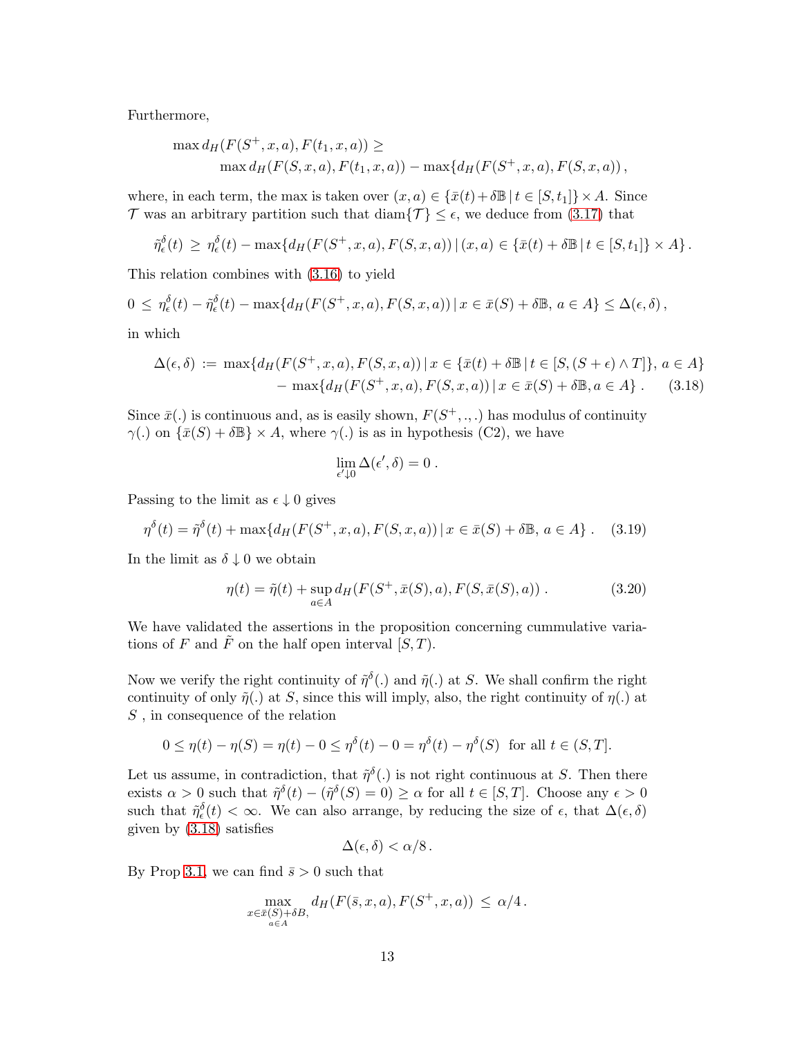Furthermore,

$$
\begin{aligned}
\max d_H(F(S^+, x, a), F(t_1, x, a)) \geq \\
\max d_H(F(S, x, a), F(t_1, x, a)) - \max\{d_H(F(S^+, x, a), F(S, x, a))\,,
\end{aligned}
$$

where, in each term, the max is taken over $(x, a) \in \{\bar{x}(t) + \delta\mathbb{B} \,|\, t \in [S, t_1]\} \times A$. Since $\mathcal{T}$ was an arbitrary partition such that $\text{diam}\{\mathcal{T}\} \leq \epsilon$, we deduce from (3.17) that

$$
\tilde{\eta}^{\delta}_{\epsilon}(t) \,\geq\, \eta^{\delta}_{\epsilon}(t) - \max\{d_H(F(S^+, x, a), F(S, x, a)) \,|\, (x, a) \in \{\bar{x}(t) + \delta\mathbb{B} \,|\, t \in [S, t_1]\} \times A\}\,.
$$

This relation combines with (3.16) to yield

$$
0 \,\leq\, \eta^{\delta}_{\epsilon}(t) - \tilde{\eta}^{\delta}_{\epsilon}(t) - \max\{d_H(F(S^+, x, a), F(S, x, a)) \,|\, x \in \bar{x}(S) + \delta\mathbb{B},\, a \in A\} \leq \Delta(\epsilon, \delta)\,,
$$

in which

$$
\begin{aligned}
\Delta(\epsilon, \delta) \,:=\, &\max\{d_H(F(S^+, x, a), F(S, x, a)) \,|\, x \in \{\bar{x}(t) + \delta\mathbb{B} \,|\, t \in [S, (S + \epsilon) \wedge T]\},\, a \in A\} \\
&- \max\{d_H(F(S^+, x, a), F(S, x, a)) \,|\, x \in \bar{x}(S) + \delta\mathbb{B}, a \in A\}\,. \qquad (3.18)
\end{aligned}
$$

Since $\bar{x}(.)$ is continuous and, as is easily shown, $F(S^+, ., .)$ has modulus of continuity $\gamma(.)$ on $\{\bar{x}(S) + \delta\mathbb{B}\} \times A$, where $\gamma(.)$ is as in hypothesis (C2), we have

$$
\lim_{\epsilon' \downarrow 0} \Delta(\epsilon', \delta) = 0\,.
$$

Passing to the limit as $\epsilon \downarrow 0$ gives

$$
\eta^{\delta}(t) = \tilde{\eta}^{\delta}(t) + \max\{d_H(F(S^+, x, a), F(S, x, a)) \,|\, x \in \bar{x}(S) + \delta\mathbb{B},\, a \in A\}\,. \quad (3.19)
$$

In the limit as $\delta \downarrow 0$ we obtain

$$
\eta(t) = \tilde{\eta}(t) + \sup_{a \in A} d_H(F(S^+, \bar{x}(S), a), F(S, \bar{x}(S), a))\,. \quad (3.20)
$$

We have validated the assertions in the proposition concerning cummulative variations of $F$ and $\tilde{F}$ on the half open interval $[S, T)$.

Now we verify the right continuity of $\tilde{\eta}^{\delta}(.)$ and $\tilde{\eta}(.)$ at $S$. We shall confirm the right continuity of only $\tilde{\eta}(.)$ at $S$, since this will imply, also, the right continuity of $\eta(.)$ at $S$ , in consequence of the relation

$$
0 \leq \eta(t) - \eta(S) = \eta(t) - 0 \leq \eta^{\delta}(t) - 0 = \eta^{\delta}(t) - \eta^{\delta}(S) \;\text{ for all } t \in (S, T].
$$

Let us assume, in contradiction, that $\tilde{\eta}^{\delta}(.)$ is not right continuous at $S$. Then there exists $\alpha > 0$ such that $\tilde{\eta}^{\delta}(t) - (\tilde{\eta}^{\delta}(S) = 0) \geq \alpha$ for all $t \in [S, T]$. Choose any $\epsilon > 0$ such that $\tilde{\eta}^{\delta}_{\epsilon}(t) < \infty$. We can also arrange, by reducing the size of $\epsilon$, that $\Delta(\epsilon, \delta)$ given by (3.18) satisfies

$$
\Delta(\epsilon, \delta) < \alpha/8\,.
$$

By Prop 3.1, we can find $\bar{s} > 0$ such that

$$
\max_{\substack{x \in \bar{x}(S) + \delta B, \\ a \in A}} d_H(F(\bar{s}, x, a), F(S^+, x, a)) \,\leq\, \alpha/4\,.
$$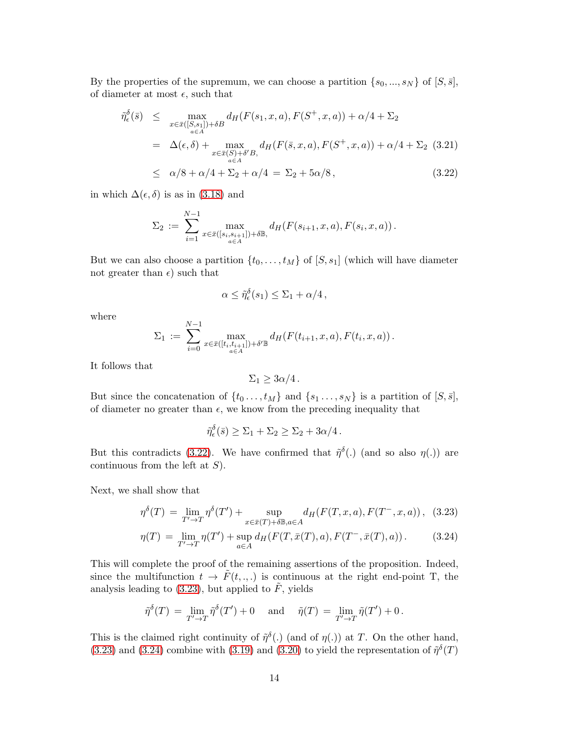By the properties of the supremum, we can choose a partition $\{s_0, ..., s_N\}$ of $[S, \bar{s}]$, of diameter at most $\epsilon$, such that

$$
\begin{aligned}
\tilde{\eta}^{\delta}_{\epsilon}(\bar{s}) &\leq \max_{\substack{x \in \bar{x}([S,s_1]) + \delta B \\ a \in A}} d_H(F(s_1, x, a), F(S^+, x, a)) + \alpha/4 + \Sigma_2 \\
&= \Delta(\epsilon, \delta) + \max_{\substack{x \in \bar{x}(S) + \delta' B, \\ a \in A}} d_H(F(\bar{s}, x, a), F(S^+, x, a)) + \alpha/4 + \Sigma_2 \quad (3.21) \\
&\leq \alpha/8 + \alpha/4 + \Sigma_2 + \alpha/4 \;=\; \Sigma_2 + 5\alpha/8 \,, \quad (3.22)
\end{aligned}
$$

in which $\Delta(\epsilon, \delta)$ is as in (3.18) and

$$
\Sigma_2 \;:=\; \sum_{i=1}^{N-1} \max_{\substack{x \in \bar{x}([s_i, s_{i+1}]) + \delta \mathbb{B}, \\ a \in A}} d_H(F(s_{i+1}, x, a), F(s_i, x, a)) \,.
$$

But we can also choose a partition $\{t_0, \ldots, t_M\}$ of $[S, s_1]$ (which will have diameter not greater than $\epsilon$) such that

$$
\alpha \leq \tilde{\eta}^{\delta}_{\epsilon}(s_1) \leq \Sigma_1 + \alpha/4 \,,
$$

where

$$
\Sigma_1 \;:=\; \sum_{i=0}^{N-1} \max_{\substack{x \in \bar{x}([t_i, t_{i+1}]) + \delta' \mathbb{B} \\ a \in A}} d_H(F(t_{i+1}, x, a), F(t_i, x, a)) \,.
$$

It follows that

$$
\Sigma_1 \geq 3\alpha/4 \,.
$$

But since the concatenation of $\{t_0 \ldots, t_M\}$ and $\{s_1 \ldots, s_N\}$ is a partition of $[S, \bar{s}]$, of diameter no greater than $\epsilon$, we know from the preceding inequality that

$$
\tilde{\eta}^{\delta}_{\epsilon}(\bar{s}) \geq \Sigma_1 + \Sigma_2 \geq \Sigma_2 + 3\alpha/4 \,.
$$

But this contradicts (3.22). We have confirmed that $\tilde{\eta}^{\delta}(.)$ (and so also $\eta(.)$) are continuous from the left at $S$).

Next, we shall show that

$$
\eta^{\delta}(T) \;=\; \lim_{T' \to T} \eta^{\delta}(T') + \sup_{x \in \bar{x}(T) + \delta \mathbb{B}, a \in A} d_H(F(T, x, a), F(T^-, x, a)) \,, \quad (3.23)
$$

$$
\eta(T) \;=\; \lim_{T' \to T} \eta(T') + \sup_{a \in A} d_H(F(T, \bar{x}(T), a), F(T^-, \bar{x}(T), a)) \,. \quad (3.24)
$$

This will complete the proof of the remaining assertions of the proposition. Indeed, since the multifunction $t \to \tilde{F}(t, ., .)$ is continuous at the right end-point T, the analysis leading to (3.23), but applied to $\tilde{F}$, yields

$$
\tilde{\eta}^{\delta}(T) \;=\; \lim_{T' \to T} \tilde{\eta}^{\delta}(T') + 0 \quad \text{ and } \quad \tilde{\eta}(T) \;=\; \lim_{T' \to T} \tilde{\eta}(T') + 0 \,.
$$

This is the claimed right continuity of $\tilde{\eta}^{\delta}(.)$ (and of $\eta(.)$) at $T$. On the other hand, (3.23) and (3.24) combine with (3.19) and (3.20) to yield the representation of $\tilde{\eta}^{\delta}(T)$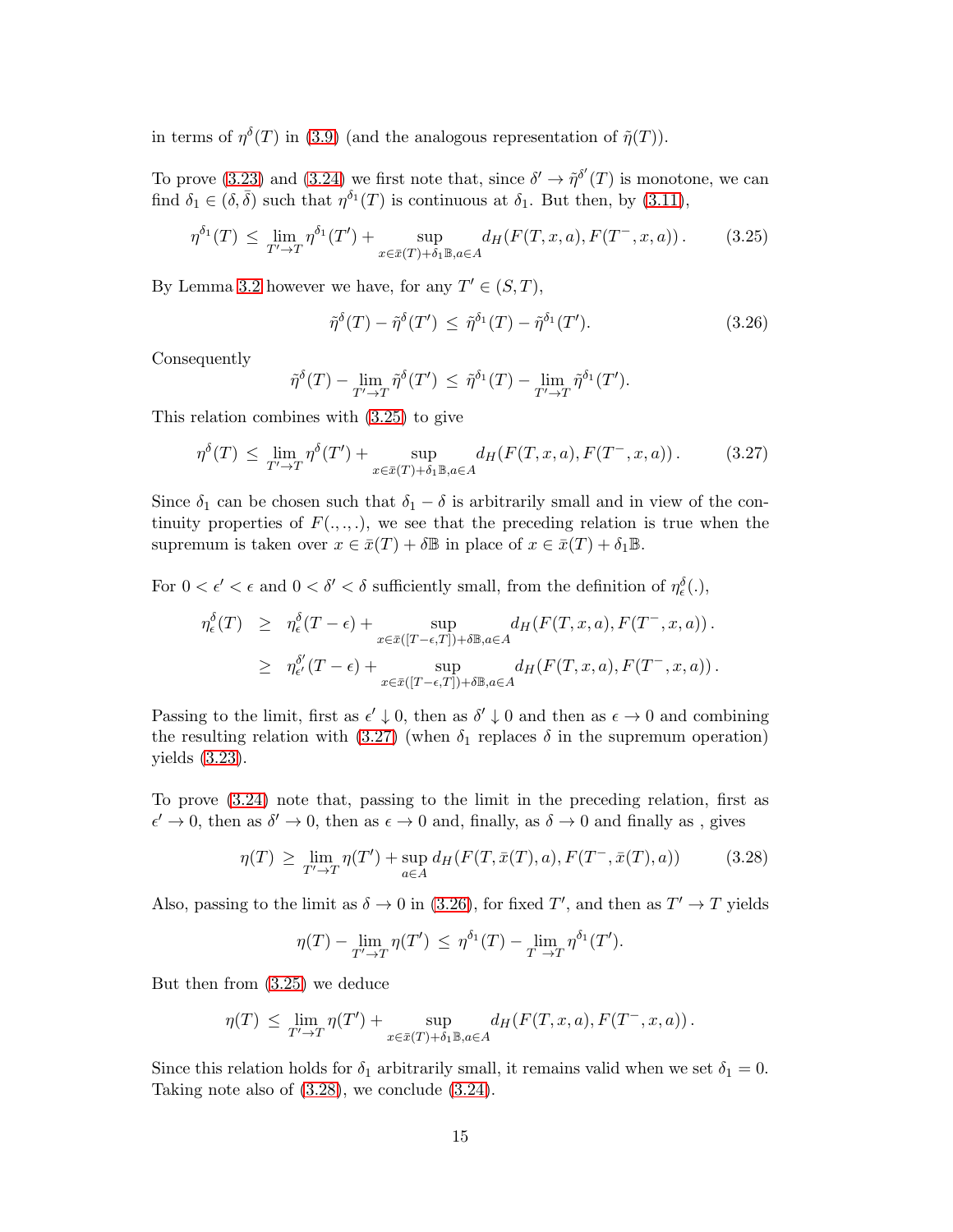in terms of $\eta^\delta(T)$ in (3.9) (and the analogous representation of $\tilde{\eta}(T)$).

To prove (3.23) and (3.24) we first note that, since $\delta' \to \tilde{\eta}^{\delta'}(T)$ is monotone, we can find $\delta_1 \in (\delta, \bar{\delta})$ such that $\eta^{\delta_1}(T)$ is continuous at $\delta_1$. But then, by (3.11),

$$\eta^{\delta_1}(T) \,\leq\, \lim_{T' \to T} \eta^{\delta_1}(T') + \sup_{x \in \bar{x}(T) + \delta_1 \mathbb{B}, a \in A} d_H(F(T,x,a), F(T^-,x,a))\,. \tag{3.25}$$

By Lemma 3.2 however we have, for any $T' \in (S,T)$,

$$\tilde{\eta}^\delta(T) - \tilde{\eta}^\delta(T') \,\leq\, \tilde{\eta}^{\delta_1}(T) - \tilde{\eta}^{\delta_1}(T'). \tag{3.26}$$

Consequently

$$\tilde{\eta}^\delta(T) - \lim_{T' \to T} \tilde{\eta}^\delta(T') \,\leq\, \tilde{\eta}^{\delta_1}(T) - \lim_{T' \to T} \tilde{\eta}^{\delta_1}(T').$$

This relation combines with (3.25) to give

$$\eta^\delta(T) \,\leq\, \lim_{T' \to T} \eta^\delta(T') + \sup_{x \in \bar{x}(T) + \delta_1 \mathbb{B}, a \in A} d_H(F(T,x,a), F(T^-,x,a))\,. \tag{3.27}$$

Since $\delta_1$ can be chosen such that $\delta_1 - \delta$ is arbitrarily small and in view of the continuity properties of $F(.,.,.)$, we see that the preceding relation is true when the supremum is taken over $x \in \bar{x}(T) + \delta\mathbb{B}$ in place of $x \in \bar{x}(T) + \delta_1\mathbb{B}$.

For $0 < \epsilon' < \epsilon$ and $0 < \delta' < \delta$ sufficiently small, from the definition of $\eta^\delta_\epsilon(.)$,

$$\begin{aligned}
\eta^\delta_\epsilon(T) \;&\geq\; \eta^\delta_\epsilon(T-\epsilon) + \sup_{x \in \bar{x}([T-\epsilon,T]) + \delta\mathbb{B}, a \in A} d_H(F(T,x,a), F(T^-,x,a))\,. \\
&\geq\; \eta^{\delta'}_{\epsilon'}(T-\epsilon) + \sup_{x \in \bar{x}([T-\epsilon,T]) + \delta\mathbb{B}, a \in A} d_H(F(T,x,a), F(T^-,x,a))\,.
\end{aligned}$$

Passing to the limit, first as $\epsilon' \downarrow 0$, then as $\delta' \downarrow 0$ and then as $\epsilon \to 0$ and combining the resulting relation with (3.27) (when $\delta_1$ replaces $\delta$ in the supremum operation) yields (3.23).

To prove (3.24) note that, passing to the limit in the preceding relation, first as $\epsilon' \to 0$, then as $\delta' \to 0$, then as $\epsilon \to 0$ and, finally, as $\delta \to 0$ and finally as , gives

$$\eta(T) \,\geq\, \lim_{T' \to T} \eta(T') + \sup_{a \in A} d_H(F(T, \bar{x}(T), a), F(T^-, \bar{x}(T), a)) \tag{3.28}$$

Also, passing to the limit as $\delta \to 0$ in (3.26), for fixed $T'$, and then as $T' \to T$ yields

$$\eta(T) - \lim_{T' \to T} \eta(T') \,\leq\, \eta^{\delta_1}(T) - \lim_{T' \to T} \eta^{\delta_1}(T').$$

But then from (3.25) we deduce

$$\eta(T) \,\leq\, \lim_{T' \to T} \eta(T') + \sup_{x \in \bar{x}(T) + \delta_1 \mathbb{B}, a \in A} d_H(F(T,x,a), F(T^-,x,a))\,.$$

Since this relation holds for $\delta_1$ arbitrarily small, it remains valid when we set $\delta_1 = 0$. Taking note also of (3.28), we conclude (3.24).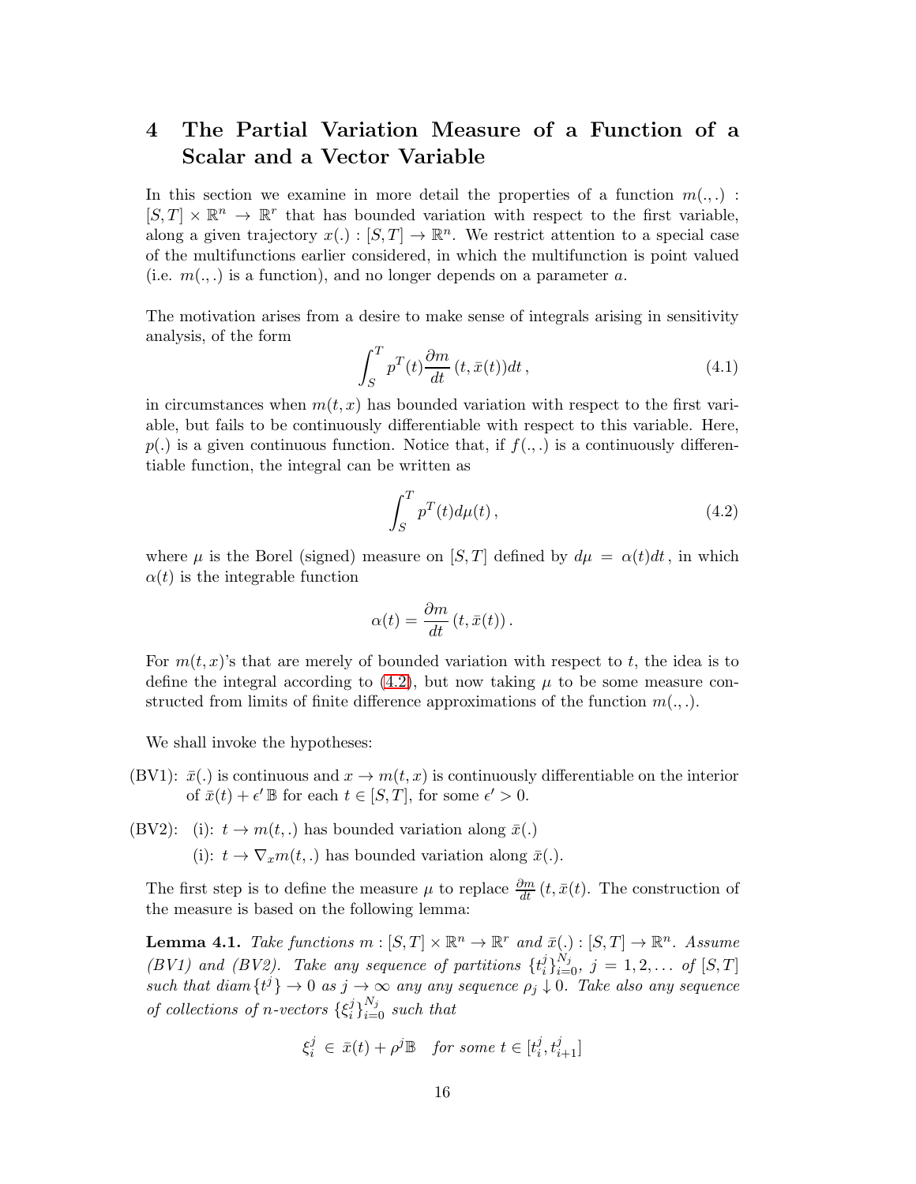# 4 The Partial Variation Measure of a Function of a Scalar and a Vector Variable

In this section we examine in more detail the properties of a function $m(.,.) : [S,T] \times \mathbb{R}^n \to \mathbb{R}^r$ that has bounded variation with respect to the first variable, along a given trajectory $x(.) : [S,T] \to \mathbb{R}^n$. We restrict attention to a special case of the multifunctions earlier considered, in which the multifunction is point valued (i.e. $m(.,.)$ is a function), and no longer depends on a parameter $a$.

The motivation arises from a desire to make sense of integrals arising in sensitivity analysis, of the form

$$\int_S^T p^T(t) \frac{\partial m}{dt}(t, \bar{x}(t)) dt \,, \tag{4.1}$$

in circumstances when $m(t,x)$ has bounded variation with respect to the first variable, but fails to be continuously differentiable with respect to this variable. Here, $p(.)$ is a given continuous function. Notice that, if $f(.,.)$ is a continuously differentiable function, the integral can be written as

$$\int_S^T p^T(t) d\mu(t) \,, \tag{4.2}$$

where $\mu$ is the Borel (signed) measure on $[S,T]$ defined by $d\mu = \alpha(t)dt$, in which $\alpha(t)$ is the integrable function

$$\alpha(t) = \frac{\partial m}{dt}(t, \bar{x}(t)) \,.$$

For $m(t,x)$'s that are merely of bounded variation with respect to $t$, the idea is to define the integral according to (4.2), but now taking $\mu$ to be some measure constructed from limits of finite difference approximations of the function $m(.,.)$.

We shall invoke the hypotheses:

(BV1): $\bar{x}(.)$ is continuous and $x \to m(t,x)$ is continuously differentiable on the interior of $\bar{x}(t) + \epsilon' \mathbb{B}$ for each $t \in [S,T]$, for some $\epsilon' > 0$.

(BV2): (i): $t \to m(t,.)$ has bounded variation along $\bar{x}(.)$

(i): $t \to \nabla_x m(t,.)$ has bounded variation along $\bar{x}(.)$.

The first step is to define the measure $\mu$ to replace $\frac{\partial m}{dt}(t, \bar{x}(t)$. The construction of the measure is based on the following lemma:

**Lemma 4.1.** *Take functions $m : [S,T] \times \mathbb{R}^n \to \mathbb{R}^r$ and $\bar{x}(.) : [S,T] \to \mathbb{R}^n$. Assume (BV1) and (BV2). Take any sequence of partitions $\{t_i^j\}_{i=0}^{N_j}$, $j = 1, 2, \ldots$ of $[S,T]$ such that $diam\{t^j\} \to 0$ as $j \to \infty$ any any sequence $\rho_j \downarrow 0$. Take also any sequence of collections of $n$-vectors $\{\xi_i^j\}_{i=0}^{N_j}$ such that*

$$\xi_i^j \in \bar{x}(t) + \rho^j \mathbb{B} \quad \textit{for some } t \in [t_i^j, t_{i+1}^j]$$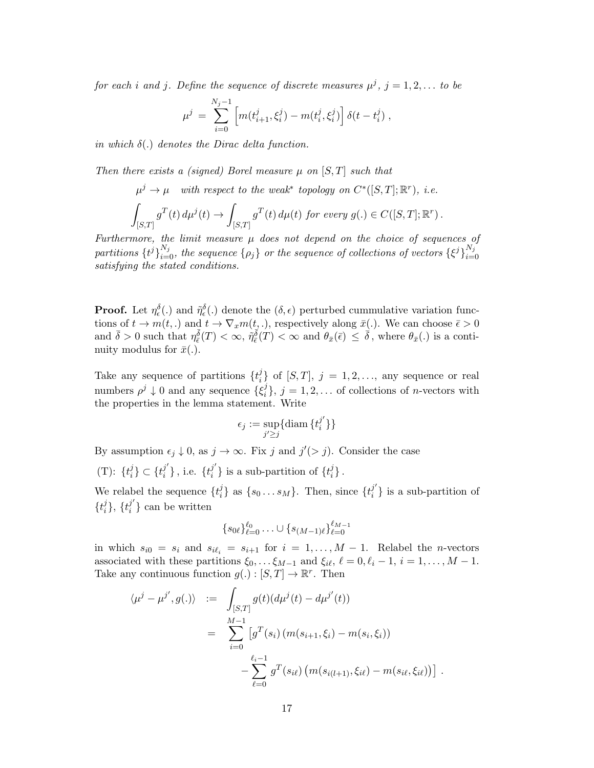*for each $i$ and $j$. Define the sequence of discrete measures $\mu^j$, $j = 1, 2, \ldots$ to be*

$$\mu^j \;=\; \sum_{i=0}^{N_j-1} \left[ m(t^j_{i+1}, \xi^j_i) - m(t^j_i, \xi^j_i) \right] \delta(t - t^j_i)\,,$$

*in which $\delta(.)$ denotes the Dirac delta function.*

*Then there exists a (signed) Borel measure $\mu$ on $[S,T]$ such that*

$$\mu^j \to \mu \quad \textit{with respect to the weak}^* \textit{ topology on } C^*([S,T];\mathbb{R}^r),\ \textit{i.e.}$$

$$\int_{[S,T]} g^T(t)\, d\mu^j(t) \to \int_{[S,T]} g^T(t)\, d\mu(t) \textit{ for every } g(.) \in C([S,T];\mathbb{R}^r)\,.$$

*Furthermore, the limit measure $\mu$ does not depend on the choice of sequences of partitions $\{t^j\}_{i=0}^{N_j}$, the sequence $\{\rho_j\}$ or the sequence of collections of vectors $\{\xi^j\}_{i=0}^{N_j}$ satisfying the stated conditions.*

**Proof.** Let $\eta^\delta_\epsilon(.)$ and $\tilde{\eta}^\delta_\epsilon(.)$ denote the $(\delta, \epsilon)$ perturbed cummulative variation functions of $t \to m(t,.)$ and $t \to \nabla_x m(t,.)$, respectively along $\bar{x}(.)$. We can choose $\bar{\epsilon} > 0$ and $\bar{\delta} > 0$ such that $\eta^{\bar{\delta}}_{\bar{\epsilon}}(T) < \infty$, $\tilde{\eta}^{\bar{\delta}}_{\bar{\epsilon}}(T) < \infty$ and $\theta_{\bar{x}}(\bar{\epsilon}) \,\leq\, \bar{\delta}$, where $\theta_{\bar{x}}(.)$ is a continuity modulus for $\bar{x}(.)$.

Take any sequence of partitions $\{t^j_i\}$ of $[S,T]$, $j = 1, 2, \ldots$, any sequence or real numbers $\rho^j \downarrow 0$ and any sequence $\{\xi^j_i\}$, $j = 1, 2, \ldots$ of collections of $n$-vectors with the properties in the lemma statement. Write

$$\epsilon_j := \sup_{j' \geq j} \{\text{diam}\, \{t^{j'}_i\}\}$$

By assumption $\epsilon_j \downarrow 0$, as $j \to \infty$. Fix $j$ and $j' (> j)$. Consider the case

(T): $\{t^j_i\} \subset \{t^{j'}_i\}$, i.e. $\{t^{j'}_i\}$ is a sub-partition of $\{t^j_i\}$.

We relabel the sequence $\{t^j_i\}$ as $\{s_0 \ldots s_M\}$. Then, since $\{t^{j'}_i\}$ is a sub-partition of $\{t^j_i\}$, $\{t^{j'}_i\}$ can be written

$$\{s_{0\ell}\}_{\ell=0}^{\ell_0} \ldots \cup \{s_{(M-1)\ell}\}_{\ell=0}^{\ell_{M-1}}$$

in which $s_{i0} = s_i$ and $s_{i\ell_i} = s_{i+1}$ for $i = 1, \ldots, M-1$. Relabel the $n$-vectors associated with these partitions $\xi_0, \ldots \xi_{M-1}$ and $\xi_{i\ell}$, $\ell = 0, \ell_i - 1$, $i = 1, \ldots, M-1$. Take any continuous function $g(.) : [S,T] \to \mathbb{R}^r$. Then

$$\begin{aligned}
\langle \mu^j - \mu^{j'}, g(.) \rangle \;&:=\; \int_{[S,T]} g(t)(d\mu^j(t) - d\mu^{j'}(t)) \\
&=\; \sum_{i=0}^{M-1} \Big[ g^T(s_i)\left( m(s_{i+1}, \xi_i) - m(s_i, \xi_i) \right) \\
&\qquad - \sum_{\ell=0}^{\ell_i - 1} g^T(s_{i\ell}) \left( m(s_{i(l+1)}, \xi_{i\ell}) - m(s_{i\ell}, \xi_{i\ell}) \right) \Big]\,.
\end{aligned}$$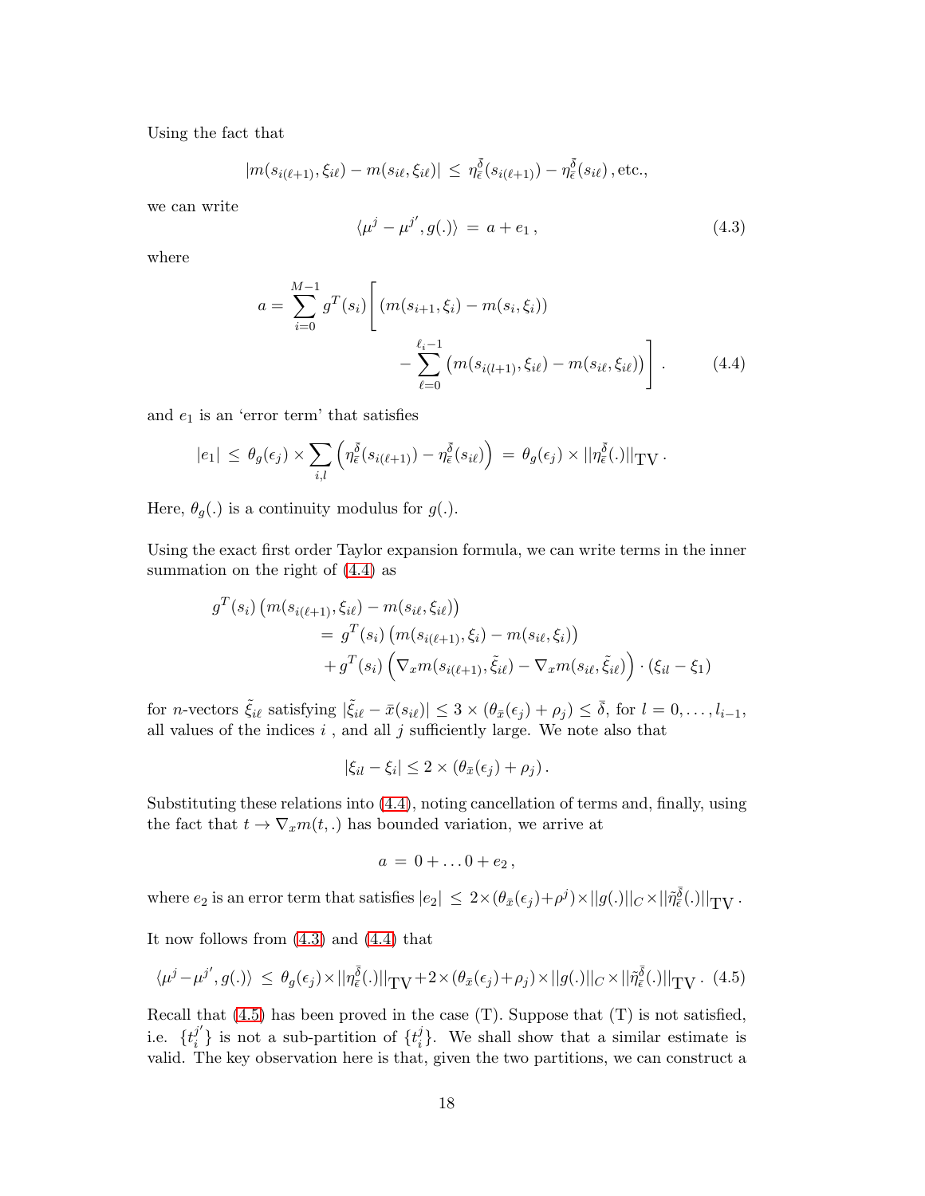Using the fact that

$$|m(s_{i(\ell+1)}, \xi_{i\ell}) - m(s_{i\ell}, \xi_{i\ell})| \leq \eta_{\epsilon}^{\bar{\delta}}(s_{i(\ell+1)}) - \eta_{\epsilon}^{\bar{\delta}}(s_{i\ell})\,, \text{etc.},$$

we can write

$$\langle \mu^j - \mu^{j'}, g(.)\rangle \;=\; a + e_1\,, \tag{4.3}$$

where

$$a = \sum_{i=0}^{M-1} g^T(s_i) \Bigg[ \left(m(s_{i+1}, \xi_i) - m(s_i, \xi_i)\right) - \sum_{\ell=0}^{\ell_i - 1} \left(m(s_{i(l+1)}, \xi_{i\ell}) - m(s_{i\ell}, \xi_{i\ell})\right) \Bigg] . \tag{4.4}$$

and $e_1$ is an 'error term' that satisfies

$$|e_1| \;\leq\; \theta_g(\epsilon_j) \times \sum_{i,l} \left( \eta_{\epsilon}^{\bar{\delta}}(s_{i(\ell+1)}) - \eta_{\bar{\epsilon}}^{\bar{\delta}}(s_{i\ell}) \right) \;=\; \theta_g(\epsilon_j) \times ||\eta_{\epsilon}^{\bar{\delta}}(.)||_{\text{TV}}\,.$$

Here, $\theta_g(.)$ is a continuity modulus for $g(.)$.

Using the exact first order Taylor expansion formula, we can write terms in the inner summation on the right of (4.4) as

$$\begin{aligned}
g^T(s_i)\left(m(s_{i(\ell+1)}, \xi_{i\ell}) - m(s_{i\ell}, \xi_{i\ell})\right) \\
&= g^T(s_i)\left(m(s_{i(\ell+1)}, \xi_i) - m(s_{i\ell}, \xi_i)\right) \\
&\quad + g^T(s_i)\left(\nabla_x m(s_{i(\ell+1)}, \tilde{\xi}_{i\ell}) - \nabla_x m(s_{i\ell}, \tilde{\xi}_{i\ell})\right) \cdot (\xi_{il} - \xi_1)
\end{aligned}$$

for $n$-vectors $\tilde{\xi}_{i\ell}$ satisfying $|\tilde{\xi}_{i\ell} - \bar{x}(s_{i\ell})| \leq 3 \times (\theta_{\bar{x}}(\epsilon_j) + \rho_j) \leq \bar{\delta}$, for $l = 0, \ldots, l_{i-1}$, all values of the indices $i$ , and all $j$ sufficiently large. We note also that

$$|\xi_{il} - \xi_i| \leq 2 \times (\theta_{\bar{x}}(\epsilon_j) + \rho_j)\,.$$

Substituting these relations into (4.4), noting cancellation of terms and, finally, using the fact that $t \to \nabla_x m(t, .)$ has bounded variation, we arrive at

$$a \;=\; 0 + \ldots 0 + e_2\,,$$

where $e_2$ is an error term that satisfies $|e_2| \;\leq\; 2 \times (\theta_{\bar{x}}(\epsilon_j) + \rho^j) \times ||g(.)||_C \times ||\tilde{\eta}_{\bar{\epsilon}}^{\bar{\delta}}(.)||_{\text{TV}}$.

It now follows from (4.3) and (4.4) that

$$\langle \mu^j - \mu^{j'}, g(.)\rangle \;\leq\; \theta_g(\epsilon_j) \times ||\eta_{\bar{\epsilon}}^{\bar{\delta}}(.)||_{\text{TV}} + 2 \times (\theta_{\bar{x}}(\epsilon_j) + \rho_j) \times ||g(.)||_C \times ||\tilde{\eta}_{\bar{\epsilon}}^{\bar{\delta}}(.)||_{\text{TV}}\,. \tag{4.5}$$

Recall that (4.5) has been proved in the case (T). Suppose that (T) is not satisfied, i.e. $\{t_i^{j'}\}$ is not a sub-partition of $\{t_i^j\}$. We shall show that a similar estimate is valid. The key observation here is that, given the two partitions, we can construct a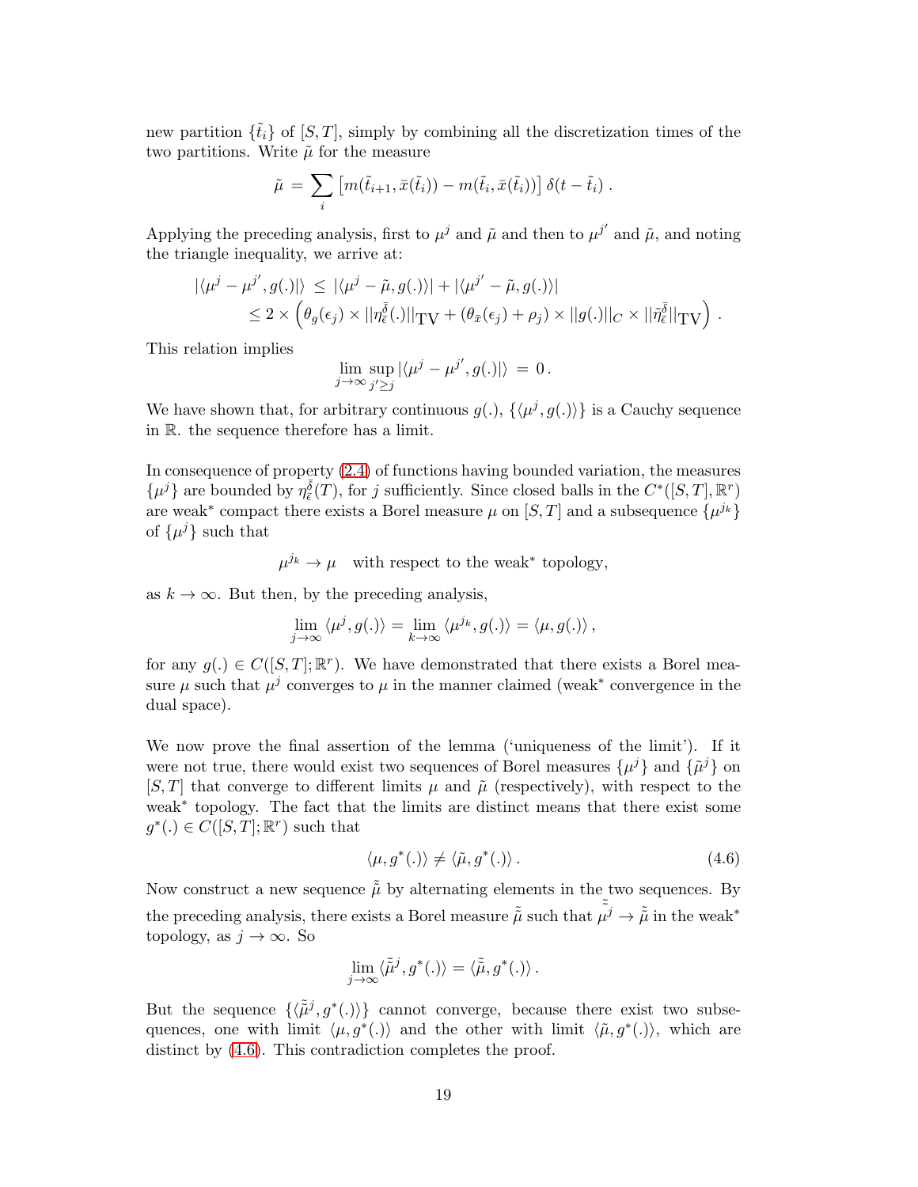new partition $\{\tilde{t}_i\}$ of $[S,T]$, simply by combining all the discretization times of the two partitions. Write $\tilde{\mu}$ for the measure

$$\tilde{\mu} \,=\, \sum_i \left[m(\tilde{t}_{i+1},\bar{x}(\tilde{t}_i)) - m(\tilde{t}_i,\bar{x}(\tilde{t}_i))\right]\delta(t-\tilde{t}_i)\,.$$

Applying the preceding analysis, first to $\mu^j$ and $\tilde{\mu}$ and then to $\mu^{j'}$ and $\tilde{\mu}$, and noting the triangle inequality, we arrive at:

$$\begin{aligned}
|\langle \mu^j - \mu^{j'}, g(.)|\rangle \,&\leq\, |\langle \mu^j - \tilde{\mu}, g(.)\rangle| + |\langle \mu^{j'} - \tilde{\mu}, g(.)\rangle| \\
&\leq 2\times\Big(\theta_g(\epsilon_j)\times ||\eta^{\bar{\delta}}_{\epsilon}(.)||_{\mathrm{TV}} + (\theta_{\bar{x}}(\epsilon_j)+\rho_j)\times ||g(.)||_C \times ||\tilde{\eta}^{\bar{\delta}}_{\epsilon}||_{\mathrm{TV}}\Big)\,.
\end{aligned}$$

This relation implies

$$\lim_{j\to\infty}\sup_{j'\geq j}|\langle \mu^j - \mu^{j'}, g(.)|\rangle \,=\, 0\,.$$

We have shown that, for arbitrary continuous $g(.)$, $\{\langle \mu^j, g(.)\rangle\}$ is a Cauchy sequence in $\mathbb{R}$. the sequence therefore has a limit.

In consequence of property (2.4) of functions having bounded variation, the measures $\{\mu^j\}$ are bounded by $\eta^{\bar{\delta}}_{\epsilon}(T)$, for $j$ sufficiently. Since closed balls in the $C^*([S,T],\mathbb{R}^r)$ are weak$^*$ compact there exists a Borel measure $\mu$ on $[S,T]$ and a subsequence $\{\mu^{j_k}\}$ of $\{\mu^j\}$ such that

$$\mu^{j_k}\to\mu \quad \text{with respect to the weak}^* \text{ topology,}$$

as $k\to\infty$. But then, by the preceding analysis,

$$\lim_{j\to\infty}\langle \mu^j, g(.)\rangle = \lim_{k\to\infty}\langle \mu^{j_k}, g(.)\rangle = \langle \mu, g(.)\rangle\,,$$

for any $g(.)\in C([S,T];\mathbb{R}^r)$. We have demonstrated that there exists a Borel measure $\mu$ such that $\mu^j$ converges to $\mu$ in the manner claimed (weak$^*$ convergence in the dual space).

We now prove the final assertion of the lemma ('uniqueness of the limit'). If it were not true, there would exist two sequences of Borel measures $\{\mu^j\}$ and $\{\tilde{\mu}^j\}$ on $[S,T]$ that converge to different limits $\mu$ and $\tilde{\mu}$ (respectively), with respect to the weak$^*$ topology. The fact that the limits are distinct means that there exist some $g^*(.)\in C([S,T];\mathbb{R}^r)$ such that

$$\langle \mu, g^*(.)\rangle \neq \langle \tilde{\mu}, g^*(.)\rangle\,. \tag{4.6}$$

Now construct a new sequence $\tilde{\tilde{\mu}}$ by alternating elements in the two sequences. By the preceding analysis, there exists a Borel measure $\tilde{\tilde{\mu}}$ such that $\tilde{\tilde{\mu}}^j\to\tilde{\tilde{\mu}}$ in the weak$^*$ topology, as $j\to\infty$. So

$$\lim_{j\to\infty}\langle \tilde{\tilde{\mu}}^j, g^*(.)\rangle = \langle \tilde{\tilde{\mu}}, g^*(.)\rangle\,.$$

But the sequence $\{\langle \tilde{\tilde{\mu}}^j, g^*(.)\rangle\}$ cannot converge, because there exist two subsequences, one with limit $\langle \mu, g^*(.)\rangle$ and the other with limit $\langle \tilde{\mu}, g^*(.)\rangle$, which are distinct by (4.6). This contradiction completes the proof.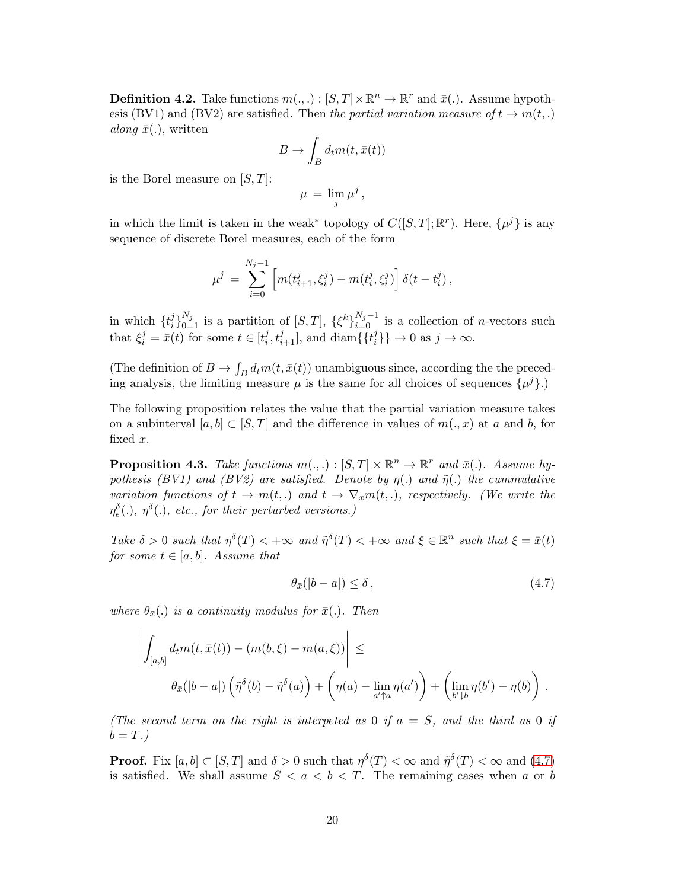**Definition 4.2.** Take functions $m(.,.) : [S,T] \times \mathbb{R}^n \to \mathbb{R}^r$ and $\bar{x}(.)$. Assume hypothesis (BV1) and (BV2) are satisfied. Then *the partial variation measure of* $t \to m(t,.)$ *along* $\bar{x}(.)$, written

$$B \to \int_B d_t m(t, \bar{x}(t))$$

is the Borel measure on $[S,T]$:

$$\mu \,=\, \lim_j \mu^j\,,$$

in which the limit is taken in the weak* topology of $C([S,T];\mathbb{R}^r)$. Here, $\{\mu^j\}$ is any sequence of discrete Borel measures, each of the form

$$\mu^j \,=\, \sum_{i=0}^{N_j - 1} \left[ m(t^j_{i+1}, \xi^j_i) - m(t^j_i, \xi^j_i) \right] \delta(t - t^j_i)\,,$$

in which $\{t^j_i\}_{0=1}^{N_j}$ is a partition of $[S,T]$, $\{\xi^k\}_{i=0}^{N_j-1}$ is a collection of $n$-vectors such that $\xi^j_i = \bar{x}(t)$ for some $t \in [t^j_i, t^j_{i+1}]$, and $\text{diam}\{\{t^j_i\}\} \to 0$ as $j \to \infty$.

(The definition of $B \to \int_B d_t m(t, \bar{x}(t))$ unambiguous since, according the the preceding analysis, the limiting measure $\mu$ is the same for all choices of sequences $\{\mu^j\}$.)

The following proposition relates the value that the partial variation measure takes on a subinterval $[a,b] \subset [S,T]$ and the difference in values of $m(.,x)$ at $a$ and $b$, for fixed $x$.

**Proposition 4.3.** *Take functions $m(.,.) : [S,T] \times \mathbb{R}^n \to \mathbb{R}^r$ and $\bar{x}(.)$. Assume hypothesis (BV1) and (BV2) are satisfied. Denote by $\eta(.)$ and $\tilde{\eta}(.)$ the cummulative variation functions of $t \to m(t,.)$ and $t \to \nabla_x m(t,.)$, respectively. (We write the $\eta^\delta_\epsilon(.)$, $\eta^\delta(.)$, etc., for their perturbed versions.)*

*Take $\delta > 0$ such that $\eta^\delta(T) < +\infty$ and $\tilde{\eta}^\delta(T) < +\infty$ and $\xi \in \mathbb{R}^n$ such that $\xi = \bar{x}(t)$ for some $t \in [a,b]$. Assume that*

$$\theta_{\bar{x}}(|b-a|) \le \delta\,, \tag{4.7}$$

*where $\theta_{\bar{x}}(.)$ is a continuity modulus for $\bar{x}(.)$. Then*

$$\left| \int_{[a,b]} d_t m(t, \bar{x}(t)) - (m(b,\xi) - m(a,\xi)) \right| \le$$
$$\theta_{\bar{x}}(|b-a|) \left( \tilde{\eta}^\delta(b) - \tilde{\eta}^\delta(a) \right) + \left( \eta(a) - \lim_{a' \uparrow a} \eta(a') \right) + \left( \lim_{b' \downarrow b} \eta(b') - \eta(b) \right)\,.$$

*(The second term on the right is interpeted as 0 if $a = S$, and the third as 0 if $b = T$.)*

**Proof.** Fix $[a,b] \subset [S,T]$ and $\delta > 0$ such that $\eta^\delta(T) < \infty$ and $\tilde{\eta}^\delta(T) < \infty$ and (4.7) is satisfied. We shall assume $S < a < b < T$. The remaining cases when $a$ or $b$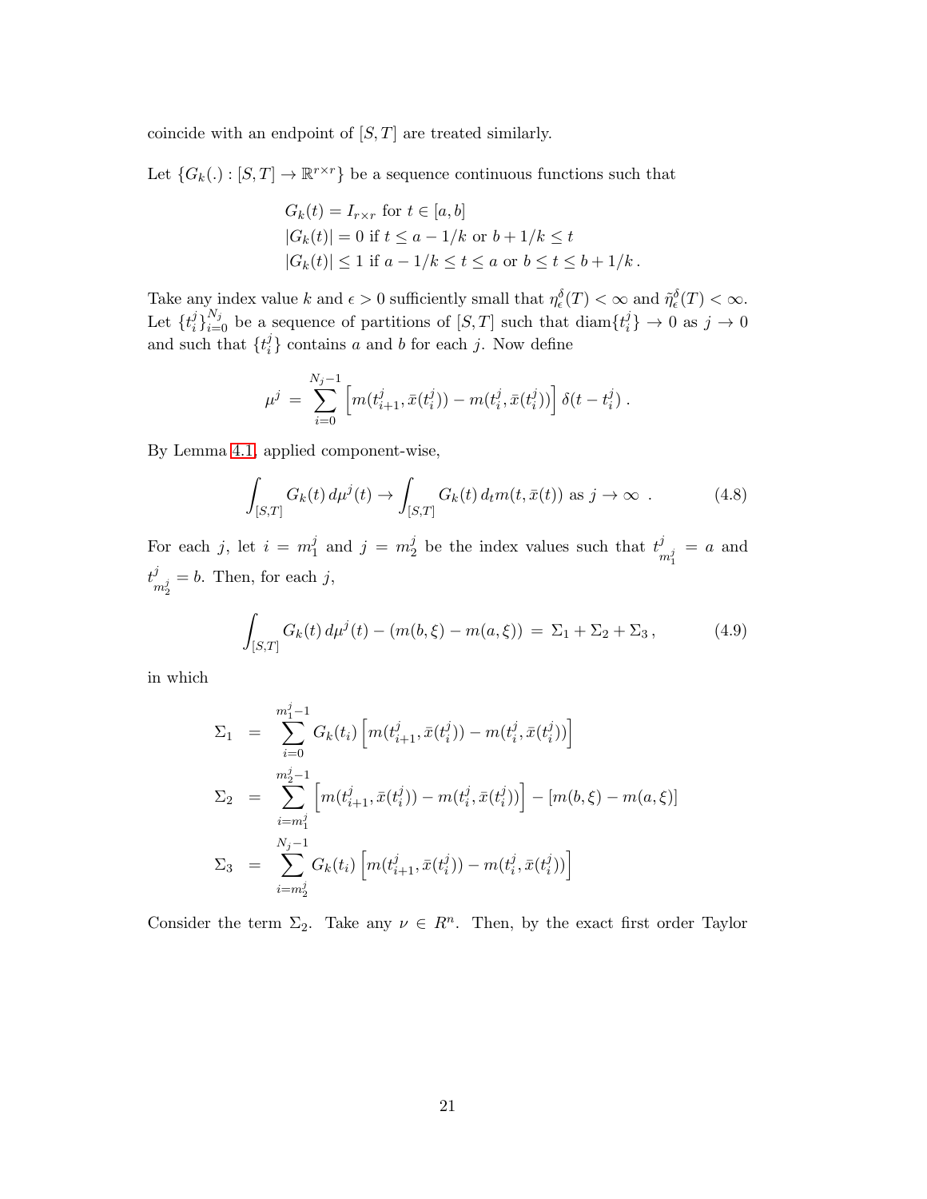coincide with an endpoint of $[S,T]$ are treated similarly.

Let $\{G_k(.) : [S,T] \to \mathbb{R}^{r \times r}\}$ be a sequence continuous functions such that

$$
\begin{aligned}
&G_k(t) = I_{r\times r} \text{ for } t \in [a,b] \\
&|G_k(t)| = 0 \text{ if } t \leq a - 1/k \text{ or } b + 1/k \leq t \\
&|G_k(t)| \leq 1 \text{ if } a - 1/k \leq t \leq a \text{ or } b \leq t \leq b + 1/k\,.
\end{aligned}
$$

Take any index value $k$ and $\epsilon > 0$ sufficiently small that $\eta^{\delta}_{\epsilon}(T) < \infty$ and $\tilde{\eta}^{\delta}_{\epsilon}(T) < \infty$. Let $\{t^j_i\}_{i=0}^{N_j}$ be a sequence of partitions of $[S,T]$ such that $\text{diam}\{t^j_i\} \to 0$ as $j \to 0$ and such that $\{t^j_i\}$ contains $a$ and $b$ for each $j$. Now define

$$
\mu^j \;=\; \sum_{i=0}^{N_j - 1} \left[ m(t^j_{i+1}, \bar{x}(t^j_i)) - m(t^j_i, \bar{x}(t^j_i)) \right] \delta(t - t^j_i)\,.
$$

By Lemma 4.1, applied component-wise,

$$
\int_{[S,T]} G_k(t)\, d\mu^j(t) \to \int_{[S,T]} G_k(t)\, d_t m(t, \bar{x}(t)) \text{ as } j \to \infty\ . \tag{4.8}
$$

For each $j$, let $i = m^j_1$ and $j = m^j_2$ be the index values such that $t^j_{m^j_1} = a$ and $t^j_{m^j_2} = b$. Then, for each $j$,

$$
\int_{[S,T]} G_k(t)\, d\mu^j(t) - (m(b,\xi) - m(a,\xi)) \;=\; \Sigma_1 + \Sigma_2 + \Sigma_3\,, \tag{4.9}
$$

in which

$$
\begin{aligned}
\Sigma_1 &= \sum_{i=0}^{m^j_1 - 1} G_k(t_i) \left[ m(t^j_{i+1}, \bar{x}(t^j_i)) - m(t^j_i, \bar{x}(t^j_i)) \right] \\
\Sigma_2 &= \sum_{i=m^j_1}^{m^j_2 - 1} \left[ m(t^j_{i+1}, \bar{x}(t^j_i)) - m(t^j_i, \bar{x}(t^j_i)) \right] - [m(b,\xi) - m(a,\xi)] \\
\Sigma_3 &= \sum_{i=m^j_2}^{N_j - 1} G_k(t_i) \left[ m(t^j_{i+1}, \bar{x}(t^j_i)) - m(t^j_i, \bar{x}(t^j_i)) \right]
\end{aligned}
$$

Consider the term $\Sigma_2$. Take any $\nu \in R^n$. Then, by the exact first order Taylor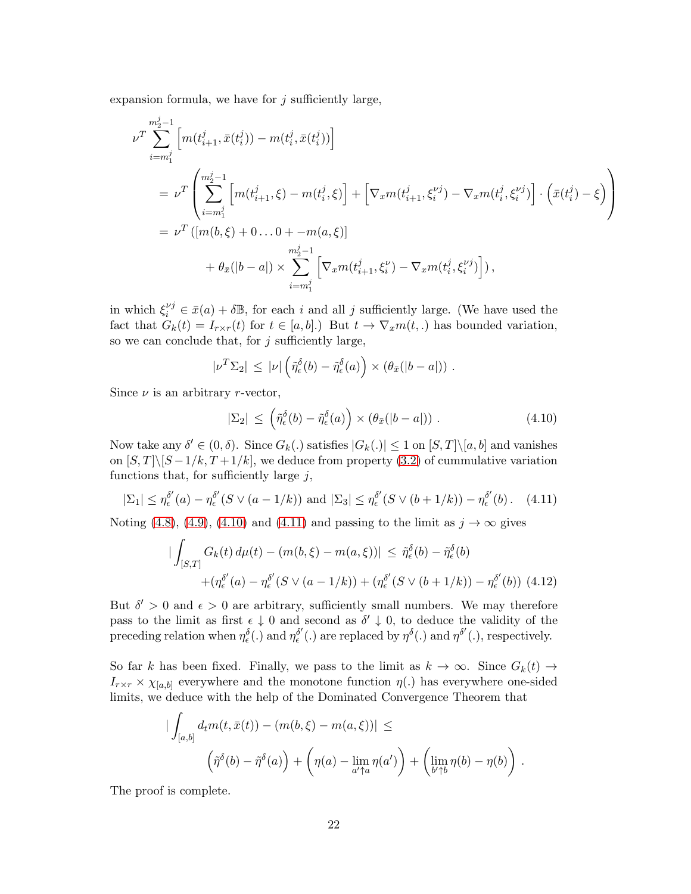expansion formula, we have for $j$ sufficiently large,

$$
\begin{aligned}
\nu^T & \sum_{i=m_1^j}^{m_2^j-1} \left[ m(t_{i+1}^j, \bar{x}(t_i^j)) - m(t_i^j, \bar{x}(t_i^j)) \right] \\
&= \nu^T \left( \sum_{i=m_1^j}^{m_2^j-1} \left[ m(t_{i+1}^j, \xi) - m(t_i^j, \xi) \right] + \left[ \nabla_x m(t_{i+1}^j, \xi_i^{\nu j}) - \nabla_x m(t_i^j, \xi_i^{\nu j}) \right] \cdot \left( \bar{x}(t_i^j) - \xi \right) \right) \\
&= \nu^T \left( [m(b, \xi) + 0 \ldots 0 + -m(a, \xi)] \right. \\
&\qquad \left. + \, \theta_{\bar{x}}(|b-a|) \times \sum_{i=m_1^j}^{m_2^j-1} \left[ \nabla_x m(t_{i+1}^j, \xi_i^{\nu}) - \nabla_x m(t_i^j, \xi_i^{\nu j}) \right] \right),
\end{aligned}
$$

in which $\xi_i^{\nu j} \in \bar{x}(a) + \delta \mathbb{B}$, for each $i$ and all $j$ sufficiently large. (We have used the fact that $G_k(t) = I_{r \times r}(t)$ for $t \in [a, b]$.) But $t \to \nabla_x m(t, .)$ has bounded variation, so we can conclude that, for $j$ sufficiently large,

$$
|\nu^T \Sigma_2| \leq |\nu| \left( \tilde{\eta}_\epsilon^\delta(b) - \tilde{\eta}_\epsilon^\delta(a) \right) \times \left( \theta_{\bar{x}}(|b-a|) \right).
$$

Since $\nu$ is an arbitrary $r$-vector,

$$
|\Sigma_2| \leq \left( \tilde{\eta}_\epsilon^\delta(b) - \tilde{\eta}_\epsilon^\delta(a) \right) \times \left( \theta_{\bar{x}}(|b-a|) \right). \tag{4.10}
$$

Now take any $\delta' \in (0, \delta)$. Since $G_k(.)$ satisfies $|G_k(.)| \leq 1$ on $[S, T] \backslash [a, b]$ and vanishes on $[S, T] \backslash [S - 1/k, T + 1/k]$, we deduce from property (3.2) of cummulative variation functions that, for sufficiently large $j$,

$$
|\Sigma_1| \leq \eta_\epsilon^{\delta'}(a) - \eta_\epsilon^{\delta'}(S \vee (a - 1/k)) \text{ and } |\Sigma_3| \leq \eta_\epsilon^{\delta'}(S \vee (b + 1/k)) - \eta_\epsilon^{\delta'}(b). \tag{4.11}
$$

Noting (4.8), (4.9), (4.10) and (4.11) and passing to the limit as $j \to \infty$ gives

$$
\begin{aligned}
\Big| \int_{[S,T]} G_k(t) \, d\mu(t) - (m(b, \xi) - m(a, \xi)) \Big| &\leq \tilde{\eta}_\epsilon^\delta(b) - \tilde{\eta}_\epsilon^\delta(b) \\
&+ (\eta_\epsilon^{\delta'}(a) - \eta_\epsilon^{\delta'}(S \vee (a - 1/k)) + (\eta_\epsilon^{\delta'}(S \vee (b + 1/k)) - \eta_\epsilon^{\delta'}(b))
\end{aligned} \tag{4.12}
$$

But $\delta' > 0$ and $\epsilon > 0$ are arbitrary, sufficiently small numbers. We may therefore pass to the limit as first $\epsilon \downarrow 0$ and second as $\delta' \downarrow 0$, to deduce the validity of the preceding relation when $\eta_\epsilon^\delta(.)$ and $\eta_\epsilon^{\delta'}(.)$ are replaced by $\eta^\delta(.)$ and $\eta^{\delta'}(.)$, respectively.

So far $k$ has been fixed. Finally, we pass to the limit as $k \to \infty$. Since $G_k(t) \to I_{r \times r} \times \chi_{[a,b]}$ everywhere and the monotone function $\eta(.)$ has everywhere one-sided limits, we deduce with the help of the Dominated Convergence Theorem that

$$
\begin{aligned}
\Big| \int_{[a,b]} d_t m(t, \bar{x}(t)) - (m(b, \xi) - m(a, \xi)) \Big| &\leq \\
&\left( \tilde{\eta}^\delta(b) - \tilde{\eta}^\delta(a) \right) + \left( \eta(a) - \lim_{a' \uparrow a} \eta(a') \right) + \left( \lim_{b' \uparrow b} \eta(b) - \eta(b) \right).
\end{aligned}
$$

The proof is complete.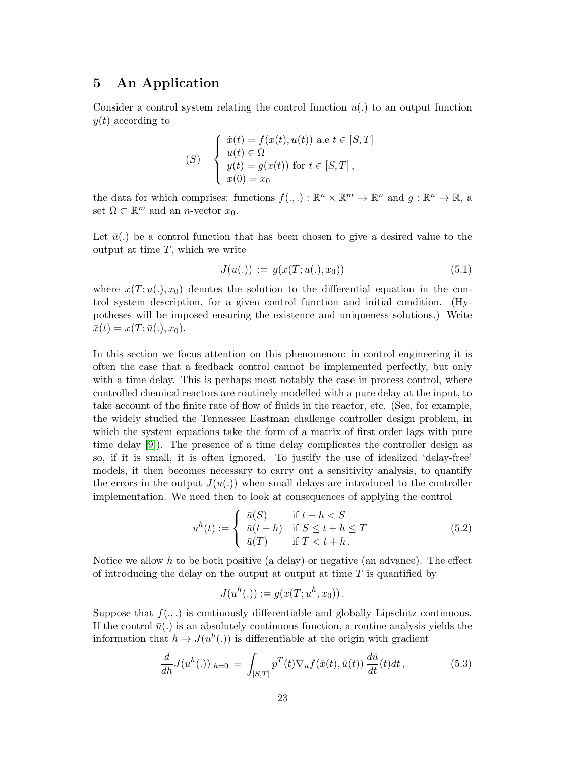## 5 An Application

Consider a control system relating the control function $u(.)$ to an output function $y(t)$ according to

$$
(S) \quad \begin{cases} \dot{x}(t) = f(x(t), u(t)) \text{ a.e } t \in [S, T] \\ u(t) \in \Omega \\ y(t) = g(x(t)) \text{ for } t \in [S, T]\,, \\ x(0) = x_0 \end{cases}
$$

the data for which comprises: functions $f(.,.) : \mathbb{R}^n \times \mathbb{R}^m \to \mathbb{R}^n$ and $g : \mathbb{R}^n \to \mathbb{R}$, a set $\Omega \subset \mathbb{R}^m$ and an $n$-vector $x_0$.

Let $\bar{u}(.)$ be a control function that has been chosen to give a desired value to the output at time $T$, which we write

$$
J(u(.)) \;:=\; g(x(T; u(.), x_0)) \tag{5.1}
$$

where $x(T; u(.), x_0)$ denotes the solution to the differential equation in the control system description, for a given control function and initial condition. (Hypotheses will be imposed ensuring the existence and uniqueness solutions.) Write $\bar{x}(t) = x(T; \bar{u}(.), x_0)$.

In this section we focus attention on this phenomenon: in control engineering it is often the case that a feedback control cannot be implemented perfectly, but only with a time delay. This is perhaps most notably the case in process control, where controlled chemical reactors are routinely modelled with a pure delay at the input, to take account of the finite rate of flow of fluids in the reactor, etc. (See, for example, the widely studied the Tennessee Eastman challenge controller design problem, in which the system equations take the form of a matrix of first order lags with pure time delay [9]). The presence of a time delay complicates the controller design as so, if it is small, it is often ignored. To justify the use of idealized 'delay-free' models, it then becomes necessary to carry out a sensitivity analysis, to quantify the errors in the output $J(u(.))$ when small delays are introduced to the controller implementation. We need then to look at consequences of applying the control

$$
u^h(t) := \begin{cases} \bar{u}(S) & \text{if } t + h < S \\ \bar{u}(t-h) & \text{if } S \le t + h \le T \\ \bar{u}(T) & \text{if } T < t + h\,. \end{cases} \tag{5.2}
$$

Notice we allow $h$ to be both positive (a delay) or negative (an advance). The effect of introducing the delay on the output at output at time $T$ is quantified by

$$
J(u^h(.)) := g(x(T; u^h, x_0))\,.
$$

Suppose that $f(.,.)$ is continously differentiable and globally Lipschitz continuous. If the control $\bar{u}(.)$ is an absolutely continuous function, a routine analysis yields the information that $h \to J(u^h(.))$ is differentiable at the origin with gradient

$$
\frac{d}{dh} J(u^h(.))|_{h=0} \;=\; \int_{[S,T]} p^T(t) \nabla_u f(\bar{x}(t), \bar{u}(t))\, \frac{d\bar{u}}{dt}(t) dt\,, \tag{5.3}
$$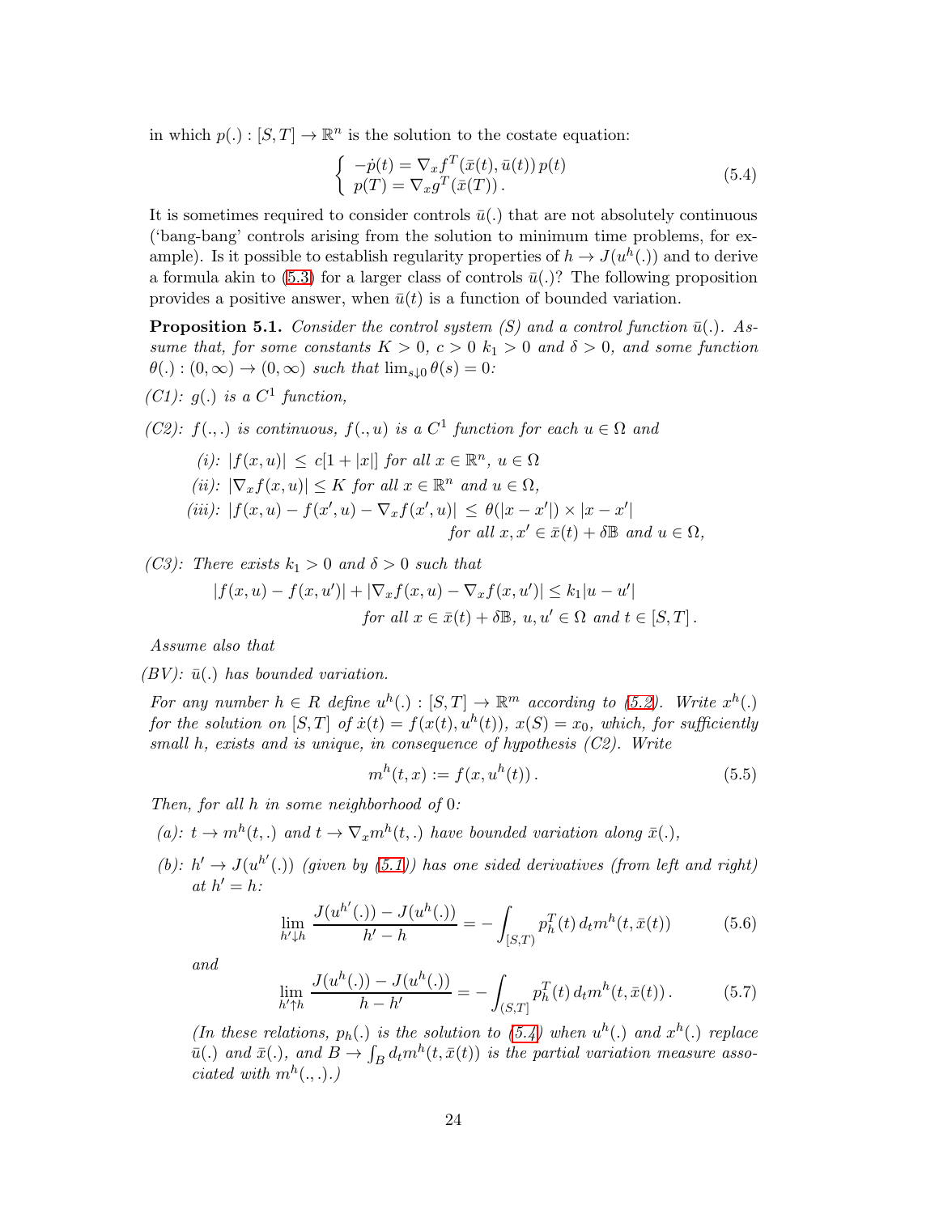in which $p(.) : [S,T] \to \mathbb{R}^n$ is the solution to the costate equation:

$$\left\{ \begin{array}{l} -\dot{p}(t) = \nabla_x f^T(\bar{x}(t), \bar{u}(t))\, p(t) \\ p(T) = \nabla_x g^T(\bar{x}(T)) . \end{array} \right. \tag{5.4}$$

It is sometimes required to consider controls $\bar{u}(.)$ that are not absolutely continuous ('bang-bang' controls arising from the solution to minimum time problems, for example). Is it possible to establish regularity properties of $h \to J(u^h(.))$ and to derive a formula akin to (5.3) for a larger class of controls $\bar{u}(.)$? The following proposition provides a positive answer, when $\bar{u}(t)$ is a function of bounded variation.

**Proposition 5.1.** *Consider the control system (S) and a control function $\bar{u}(.)$. Assume that, for some constants $K > 0$, $c > 0$ $k_1 > 0$ and $\delta > 0$, and some function $\theta(.) : (0, \infty) \to (0, \infty)$ such that $\lim_{s \downarrow 0} \theta(s) = 0$:*

*(C1): $g(.)$ is a $C^1$ function,*

*(C2): $f(.,.)$ is continuous, $f(.,u)$ is a $C^1$ function for each $u \in \Omega$ and*

- *(i): $|f(x,u)| \le c[1 + |x|]$ for all $x \in \mathbb{R}^n$, $u \in \Omega$*
- *(ii): $|\nabla_x f(x,u)| \le K$ for all $x \in \mathbb{R}^n$ and $u \in \Omega$,*
- *(iii): $|f(x,u) - f(x',u) - \nabla_x f(x',u)| \le \theta(|x - x'|) \times |x - x'|$ for all $x, x' \in \bar{x}(t) + \delta\mathbb{B}$ and $u \in \Omega$,*

*(C3): There exists $k_1 > 0$ and $\delta > 0$ such that*

$$|f(x,u) - f(x,u')| + |\nabla_x f(x,u) - \nabla_x f(x,u')| \le k_1 |u - u'|$$

*for all $x \in \bar{x}(t) + \delta\mathbb{B}$, $u, u' \in \Omega$ and $t \in [S,T]$.*

*Assume also that*

*(BV): $\bar{u}(.)$ has bounded variation.*

*For any number $h \in R$ define $u^h(.) : [S,T] \to \mathbb{R}^m$ according to (5.2). Write $x^h(.)$ for the solution on $[S,T]$ of $\dot{x}(t) = f(x(t), u^h(t))$, $x(S) = x_0$, which, for sufficiently small $h$, exists and is unique, in consequence of hypothesis (C2). Write*

$$m^h(t,x) := f(x, u^h(t)) . \tag{5.5}$$

*Then, for all $h$ in some neighborhood of 0:*

*(a): $t \to m^h(t,.)$ and $t \to \nabla_x m^h(t,.)$ have bounded variation along $\bar{x}(.)$,*

*(b): $h' \to J(u^{h'}(.))$ (given by (5.1)) has one sided derivatives (from left and right) at $h' = h$:*

$$\lim_{h' \downarrow h} \frac{J(u^{h'}(.)) - J(u^h(.))}{h' - h} = -\int_{[S,T)} p_h^T(t)\, d_t m^h(t, \bar{x}(t)) \tag{5.6}$$

*and*

$$\lim_{h' \uparrow h} \frac{J(u^h(.)) - J(u^h(.))}{h - h'} = -\int_{(S,T]} p_h^T(t)\, d_t m^h(t, \bar{x}(t)) . \tag{5.7}$$

*(In these relations, $p_h(.)$ is the solution to (5.4) when $u^h(.)$ and $x^h(.)$ replace $\bar{u}(.)$ and $\bar{x}(.)$, and $B \to \int_B d_t m^h(t, \bar{x}(t))$ is the partial variation measure associated with $m^h(.,.)$.)*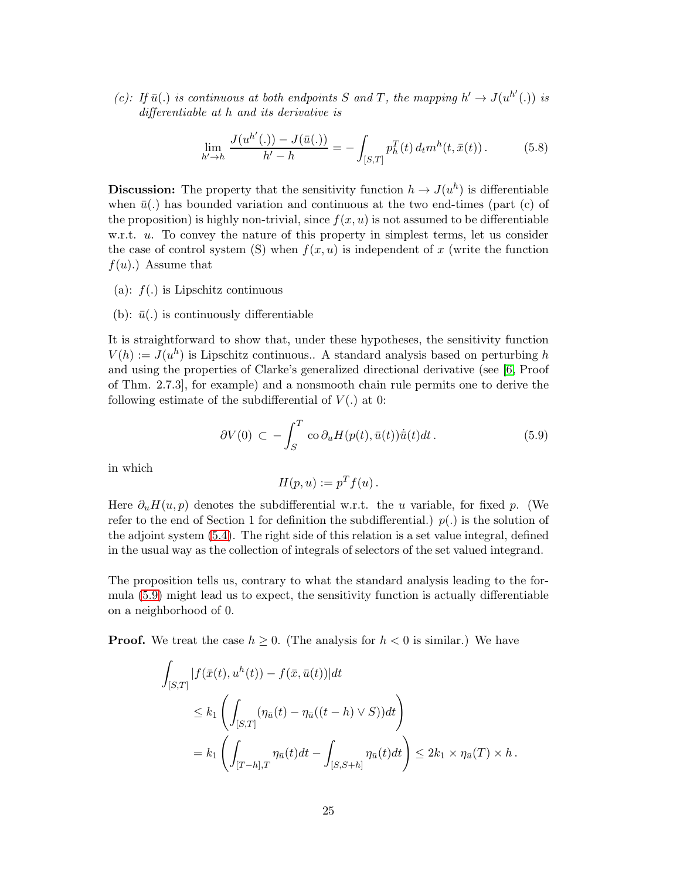*(c): If $\bar{u}(.)$ is continuous at both endpoints $S$ and $T$, the mapping $h' \to J(u^{h'}(.))$ is differentiable at $h$ and its derivative is*

$$\lim_{h' \to h} \frac{J(u^{h'}(.)) - J(\bar{u}(.))}{h' - h} = - \int_{[S,T]} p_h^T(t)\, d_t m^h(t, \bar{x}(t))\,. \tag{5.8}$$

**Discussion:** The property that the sensitivity function $h \to J(u^h)$ is differentiable when $\bar{u}(.)$ has bounded variation and continuous at the two end-times (part (c) of the proposition) is highly non-trivial, since $f(x,u)$ is not assumed to be differentiable w.r.t. $u$. To convey the nature of this property in simplest terms, let us consider the case of control system (S) when $f(x,u)$ is independent of $x$ (write the function $f(u)$.) Assume that

(a): $f(.)$ is Lipschitz continuous

(b): $\bar{u}(.)$ is continuously differentiable

It is straightforward to show that, under these hypotheses, the sensitivity function $V(h) := J(u^h)$ is Lipschitz continuous.. A standard analysis based on perturbing $h$ and using the properties of Clarke's generalized directional derivative (see [6, Proof of Thm. 2.7.3], for example) and a nonsmooth chain rule permits one to derive the following estimate of the subdifferential of $V(.)$ at 0:

$$\partial V(0) \subset -\int_S^T \text{co}\, \partial_u H(p(t), \bar{u}(t)) \dot{\bar{u}}(t) dt\,. \tag{5.9}$$

in which

$$H(p,u) := p^T f(u)\,.$$

Here $\partial_u H(u,p)$ denotes the subdifferential w.r.t. the $u$ variable, for fixed $p$. (We refer to the end of Section 1 for definition the subdifferential.) $p(.)$ is the solution of the adjoint system (5.4). The right side of this relation is a set value integral, defined in the usual way as the collection of integrals of selectors of the set valued integrand.

The proposition tells us, contrary to what the standard analysis leading to the formula (5.9) might lead us to expect, the sensitivity function is actually differentiable on a neighborhood of 0.

**Proof.** We treat the case $h \geq 0$. (The analysis for $h < 0$ is similar.) We have

$$\begin{aligned}
&\int_{[S,T]} |f(\bar{x}(t), u^h(t)) - f(\bar{x}, \bar{u}(t))| dt \\
&\quad \leq k_1 \left( \int_{[S,T]} (\eta_{\bar{u}}(t) - \eta_{\bar{u}}((t-h) \vee S)) dt \right) \\
&\quad = k_1 \left( \int_{[T-h],T} \eta_{\bar{u}}(t) dt - \int_{[S,S+h]} \eta_{\bar{u}}(t) dt \right) \leq 2k_1 \times \eta_{\bar{u}}(T) \times h\,.
\end{aligned}$$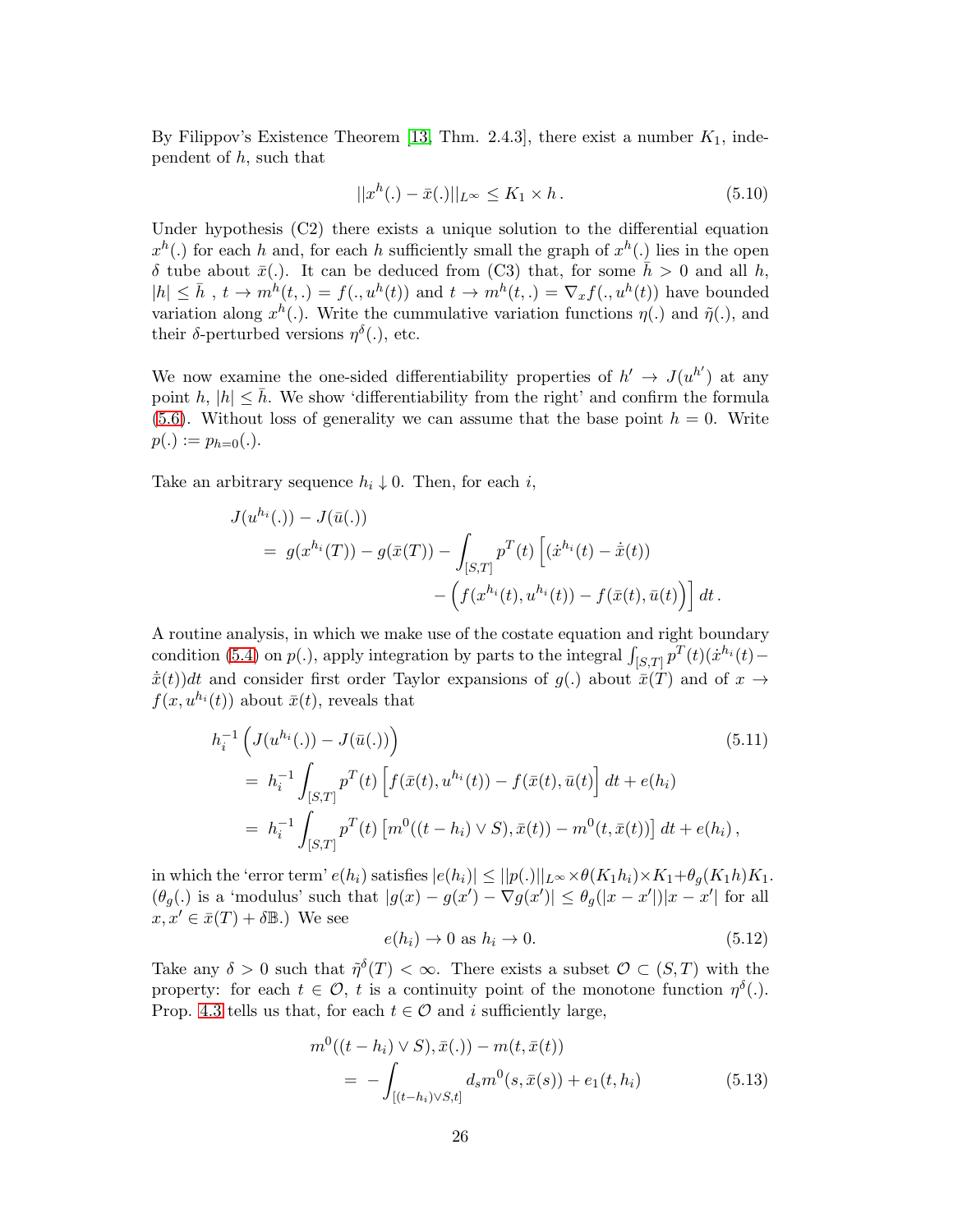By Filippov's Existence Theorem [13, Thm. 2.4.3], there exist a number $K_1$, independent of $h$, such that

$$||x^h(.) - \bar{x}(.)||_{L^\infty} \leq K_1 \times h\,. \tag{5.10}$$

Under hypothesis (C2) there exists a unique solution to the differential equation $x^h(.)$ for each $h$ and, for each $h$ sufficiently small the graph of $x^h(.)$ lies in the open $\delta$ tube about $\bar{x}(.)$. It can be deduced from (C3) that, for some $\bar{h} > 0$ and all $h$, $|h| \leq \bar{h}$ , $t \to m^h(t,.) = f(.,u^h(t))$ and $t \to m^h(t,.) = \nabla_x f(.,u^h(t))$ have bounded variation along $x^h(.)$. Write the cummulative variation functions $\eta(.)$ and $\tilde{\eta}(.)$, and their $\delta$-perturbed versions $\eta^\delta(.)$, etc.

We now examine the one-sided differentiability properties of $h' \to J(u^{h'})$ at any point $h$, $|h| \leq \bar{h}$. We show 'differentiability from the right' and confirm the formula (5.6). Without loss of generality we can assume that the base point $h = 0$. Write $p(.) := p_{h=0}(.)$.

Take an arbitrary sequence $h_i \downarrow 0$. Then, for each $i$,

$$\begin{aligned}
&J(u^{h_i}(.)) - J(\bar{u}(.)) \\
&\quad = g(x^{h_i}(T)) - g(\bar{x}(T)) - \int_{[S,T]} p^T(t) \Big[ (\dot{x}^{h_i}(t) - \dot{\bar{x}}(t)) \\
&\qquad\qquad - \Big( f(x^{h_i}(t), u^{h_i}(t)) - f(\bar{x}(t), \bar{u}(t)\Big) \Big] \, dt\,.
\end{aligned}$$

A routine analysis, in which we make use of the costate equation and right boundary condition (5.4) on $p(.)$, apply integration by parts to the integral $\int_{[S,T]} p^T(t)(\dot{x}^{h_i}(t) - \dot{\bar{x}}(t))dt$ and consider first order Taylor expansions of $g(.)$ about $\bar{x}(T)$ and of $x \to f(x, u^{h_i}(t))$ about $\bar{x}(t)$, reveals that

$$\begin{aligned}
&h_i^{-1}\Big( J(u^{h_i}(.)) - J(\bar{u}(.)) \Big) \\
&\quad = h_i^{-1} \int_{[S,T]} p^T(t) \Big[ f(\bar{x}(t), u^{h_i}(t)) - f(\bar{x}(t), \bar{u}(t) \Big] \, dt + e(h_i) \\
&\quad = h_i^{-1} \int_{[S,T]} p^T(t) \left[ m^0((t-h_i) \vee S), \bar{x}(t)) - m^0(t, \bar{x}(t)) \right] dt + e(h_i)\,,
\end{aligned} \tag{5.11}$$

in which the 'error term' $e(h_i)$ satisfies $|e(h_i)| \leq ||p(.)||_{L^\infty} \times \theta(K_1 h_i) \times K_1 + \theta_g(K_1 h) K_1$. ($\theta_g(.)$ is a 'modulus' such that $|g(x) - g(x') - \nabla g(x')| \leq \theta_g(|x - x'|)|x - x'|$ for all $x, x' \in \bar{x}(T) + \delta\mathbb{B}$.) We see

$$e(h_i) \to 0 \text{ as } h_i \to 0. \tag{5.12}$$

Take any $\delta > 0$ such that $\tilde{\eta}^\delta(T) < \infty$. There exists a subset $\mathcal{O} \subset (S,T)$ with the property: for each $t \in \mathcal{O}$, $t$ is a continuity point of the monotone function $\eta^\delta(.)$. Prop. 4.3 tells us that, for each $t \in \mathcal{O}$ and $i$ sufficiently large,

$$\begin{aligned}
&m^0((t-h_i) \vee S), \bar{x}(.)) - m(t, \bar{x}(t)) \\
&\quad = -\int_{[(t-h_i) \vee S, t]} d_s m^0(s, \bar{x}(s)) + e_1(t, h_i)
\end{aligned} \tag{5.13}$$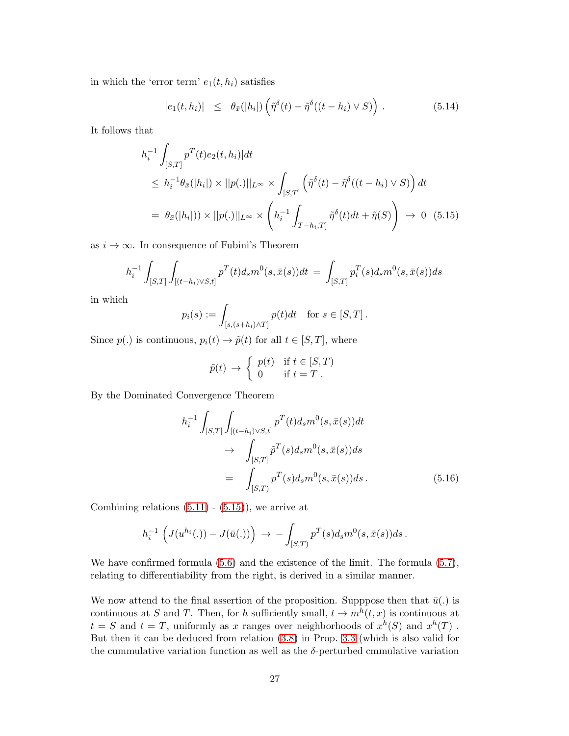in which the 'error term' $e_1(t, h_i)$ satisfies

$$
|e_1(t, h_i)| \quad \leq \quad \theta_{\bar{x}}(|h_i|) \left( \tilde{\eta}^\delta(t) - \tilde{\eta}^\delta((t - h_i) \vee S) \right) . \tag{5.14}
$$

It follows that

$$
\begin{aligned}
& h_i^{-1} \int_{[S,T]} p^T(t) e_2(t, h_i)| dt \\
& \leq \; h_i^{-1} \theta_{\bar{x}}(|h_i|) \times ||p(.)||_{L^\infty} \times \int_{[S,T]} \left( \tilde{\eta}^\delta(t) - \tilde{\eta}^\delta((t - h_i) \vee S) \right) dt \\
& = \; \theta_{\bar{x}}(|h_i|)) \times ||p(.)||_{L^\infty} \times \left( h_i^{-1} \int_{T - h_i, T]} \tilde{\eta}^\delta(t) dt + \tilde{\eta}(S) \right) \; \to \; 0 \quad (5.15)
\end{aligned}
$$

as $i \to \infty$. In consequence of Fubini's Theorem

$$
h_i^{-1} \int_{[S,T]} \int_{[(t-h_i) \vee S, t]} p^T(t) d_s m^0(s, \bar{x}(s)) dt \; = \; \int_{[S,T]} p_i^T(s) d_s m^0(s, \bar{x}(s)) ds
$$

in which

$$
p_i(s) := \int_{[s,(s+h_i) \wedge T]} p(t) dt \quad \text{for } s \in [S, T] \, .
$$

Since $p(.)$ is continuous, $p_i(t) \to \tilde{p}(t)$ for all $t \in [S, T]$, where

$$
\tilde{p}(t) \; \to \; \begin{cases} p(t) & \text{if } t \in [S, T) \\ 0 & \text{if } t = T \, . \end{cases}
$$

By the Dominated Convergence Theorem

$$
\begin{aligned}
h_i^{-1} \int_{[S,T]} \int_{[(t-h_i) \vee S, t]} & p^T(t) d_s m^0(s, \bar{x}(s)) dt \\
& \to \quad \int_{[S,T]} \tilde{p}^T(s) d_s m^0(s, \bar{x}(s)) ds \\
& = \quad \int_{[S,T)} p^T(s) d_s m^0(s, \bar{x}(s)) ds \, . 
\end{aligned} \tag{5.16}
$$

Combining relations (5.11) - (5.15)), we arrive at

$$
h_i^{-1} \left( J(u^{h_i}(.)) - J(\bar{u}(.)) \right) \; \to \; - \int_{[S,T)} p^T(s) d_s m^0(s, \bar{x}(s)) ds \, .
$$

We have confirmed formula (5.6) and the existence of the limit. The formula (5.7), relating to differentiability from the right, is derived in a similar manner.

We now attend to the final assertion of the proposition. Supppose then that $\bar{u}(.)$ is continuous at $S$ and $T$. Then, for $h$ sufficiently small, $t \to m^h(t, x)$ is continuous at $t = S$ and $t = T$, uniformly as $x$ ranges over neighborhoods of $x^h(S)$ and $x^h(T)$ . But then it can be deduced from relation (3.8) in Prop. 3.3 (which is also valid for the cummulative variation function as well as the $\delta$-perturbed cmmulative variation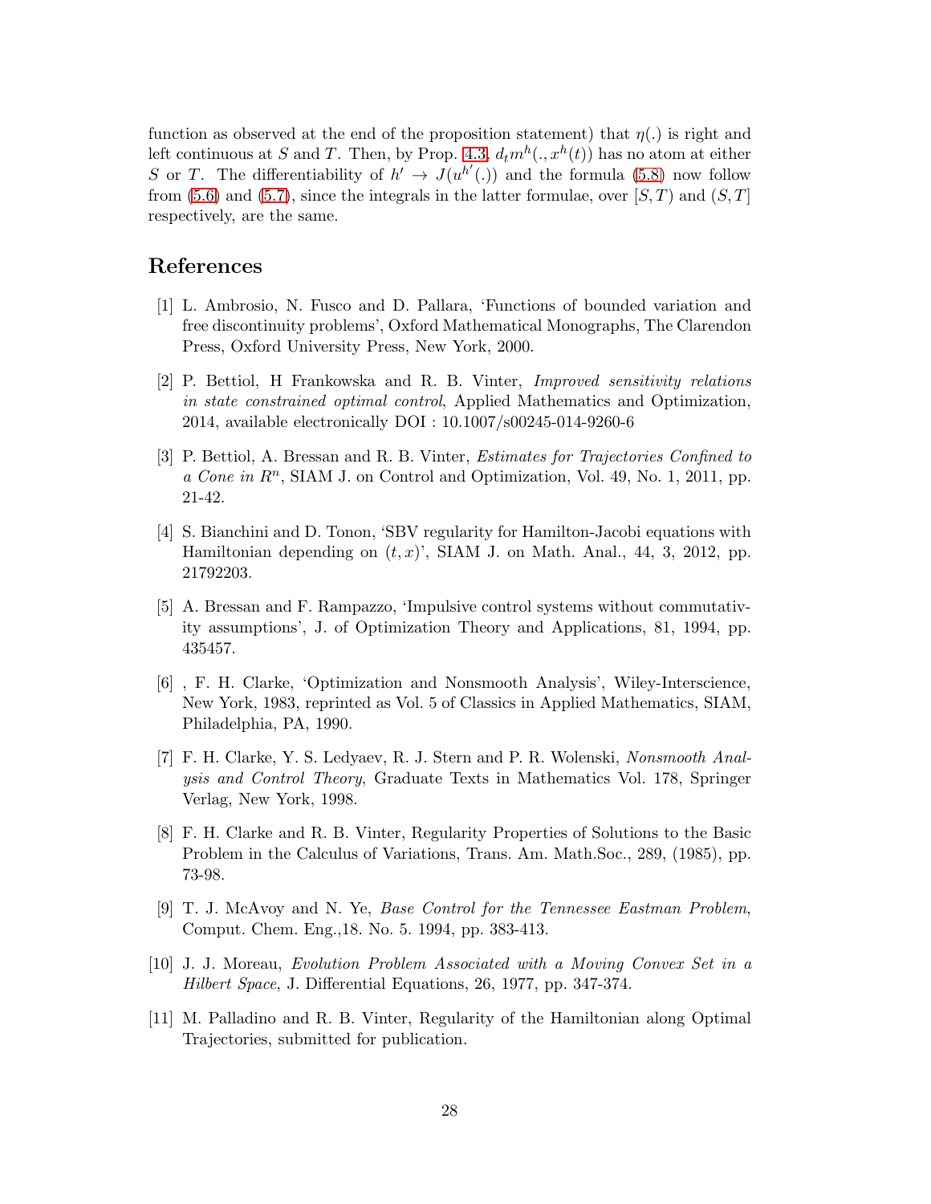function as observed at the end of the proposition statement) that $\eta(.)$ is right and left continuous at $S$ and $T$. Then, by Prop. 4.3, $d_t m^h(., x^h(t))$ has no atom at either $S$ or $T$. The differentiability of $h' \to J(u^{h'}(.))$ and the formula (5.8) now follow from (5.6) and (5.7), since the integrals in the latter formulae, over $[S,T)$ and $(S,T]$ respectively, are the same.

## References

[1] L. Ambrosio, N. Fusco and D. Pallara, 'Functions of bounded variation and free discontinuity problems', Oxford Mathematical Monographs, The Clarendon Press, Oxford University Press, New York, 2000.

[2] P. Bettiol, H Frankowska and R. B. Vinter, *Improved sensitivity relations in state constrained optimal control*, Applied Mathematics and Optimization, 2014, available electronically DOI : 10.1007/s00245-014-9260-6

[3] P. Bettiol, A. Bressan and R. B. Vinter, *Estimates for Trajectories Confined to a Cone in $R^n$*, SIAM J. on Control and Optimization, Vol. 49, No. 1, 2011, pp. 21-42.

[4] S. Bianchini and D. Tonon, 'SBV regularity for Hamilton-Jacobi equations with Hamiltonian depending on $(t, x)$', SIAM J. on Math. Anal., 44, 3, 2012, pp. 21792203.

[5] A. Bressan and F. Rampazzo, 'Impulsive control systems without commutativity assumptions', J. of Optimization Theory and Applications, 81, 1994, pp. 435457.

[6] , F. H. Clarke, 'Optimization and Nonsmooth Analysis', Wiley-Interscience, New York, 1983, reprinted as Vol. 5 of Classics in Applied Mathematics, SIAM, Philadelphia, PA, 1990.

[7] F. H. Clarke, Y. S. Ledyaev, R. J. Stern and P. R. Wolenski, *Nonsmooth Analysis and Control Theory*, Graduate Texts in Mathematics Vol. 178, Springer Verlag, New York, 1998.

[8] F. H. Clarke and R. B. Vinter, Regularity Properties of Solutions to the Basic Problem in the Calculus of Variations, Trans. Am. Math.Soc., 289, (1985), pp. 73-98.

[9] T. J. McAvoy and N. Ye, *Base Control for the Tennessee Eastman Problem*, Comput. Chem. Eng.,18. No. 5. 1994, pp. 383-413.

[10] J. J. Moreau, *Evolution Problem Associated with a Moving Convex Set in a Hilbert Space*, J. Differential Equations, 26, 1977, pp. 347-374.

[11] M. Palladino and R. B. Vinter, Regularity of the Hamiltonian along Optimal Trajectories, submitted for publication.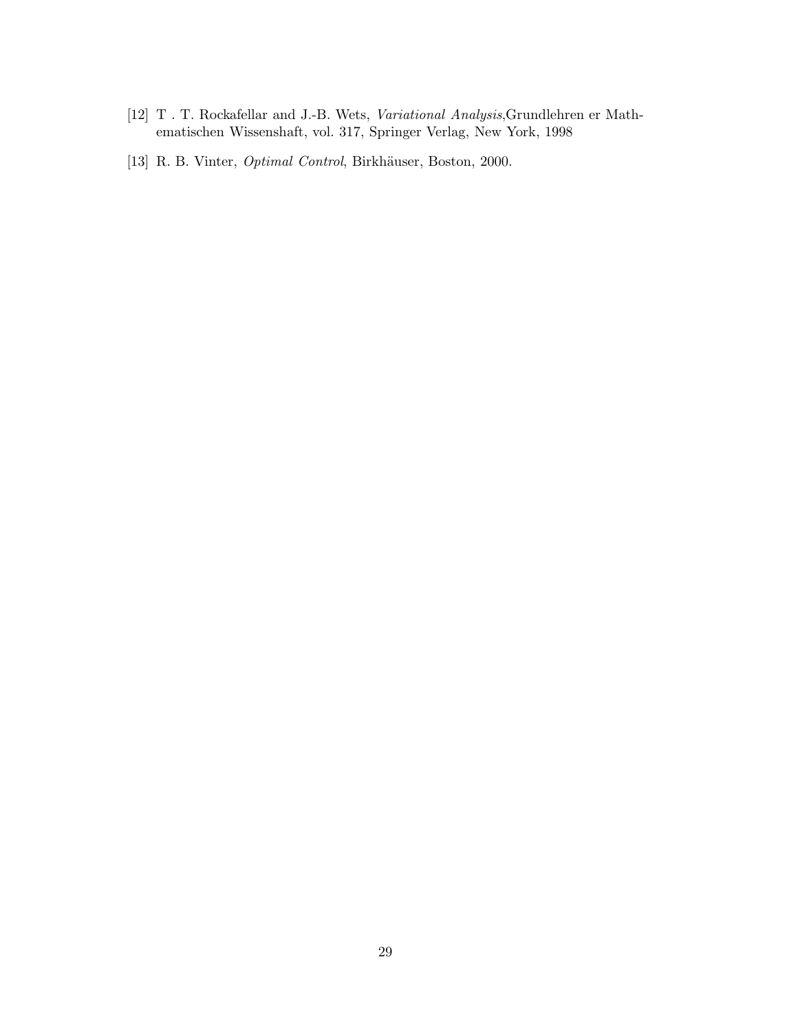[12] T . T. Rockafellar and J.-B. Wets, *Variational Analysis*,Grundlehren er Mathematischen Wissenshaft, vol. 317, Springer Verlag, New York, 1998

[13] R. B. Vinter, *Optimal Control*, Birkhäuser, Boston, 2000.